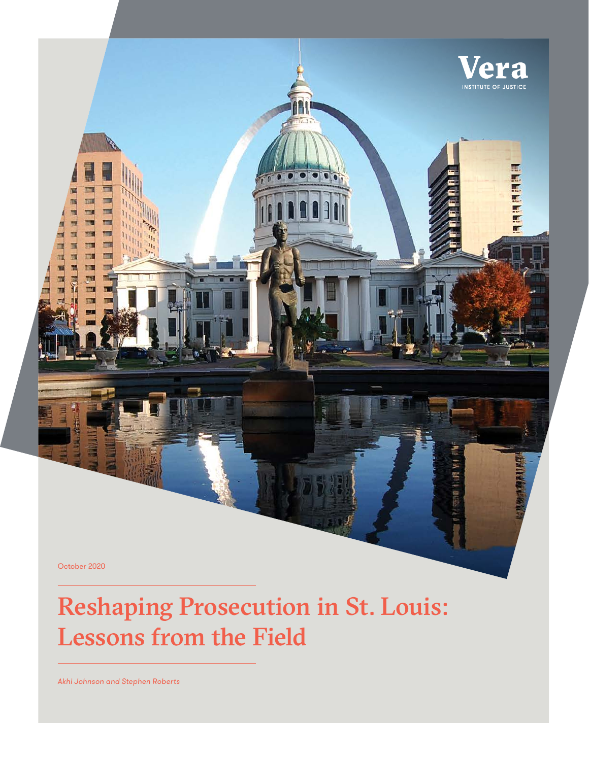Vera

INSTITUTE OF JUSTICE

October 2020

# Reshaping Prosecution in St. Louis: Lessons from the Field

*Akhi Johnson and Stephen Roberts*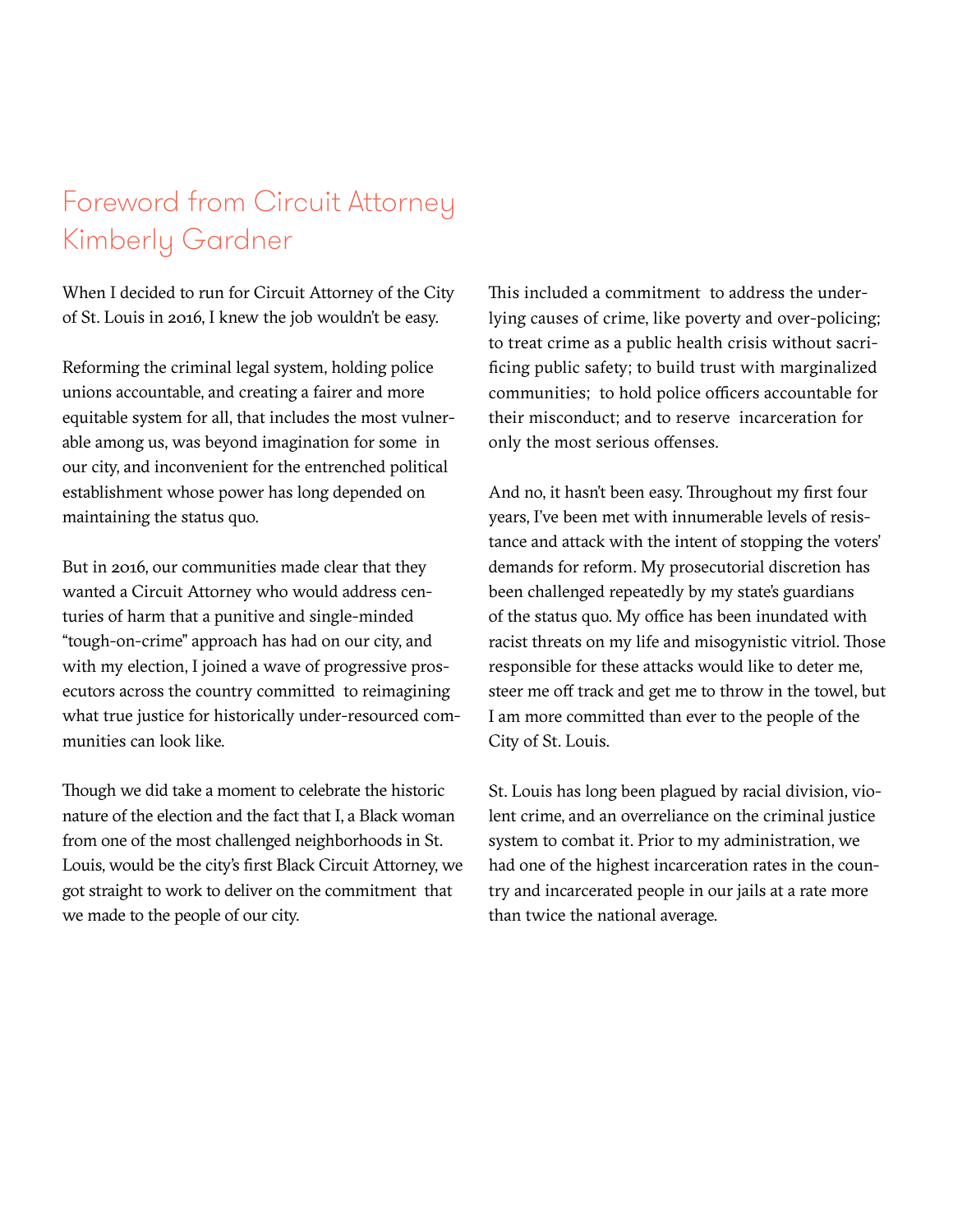## Foreword from Circuit Attorney Kimberly Gardner

When I decided to run for Circuit Attorney of the City of St. Louis in 2016, I knew the job wouldn't be easy.

Reforming the criminal legal system, holding police unions accountable, and creating a fairer and more equitable system for all, that includes the most vulnerable among us, was beyond imagination for some in our city, and inconvenient for the entrenched political establishment whose power has long depended on maintaining the status quo.

But in 2016, our communities made clear that they wanted a Circuit Attorney who would address centuries of harm that a punitive and single-minded "tough-on-crime" approach has had on our city, and with my election, I joined a wave of progressive prosecutors across the country committed to reimagining what true justice for historically under-resourced communities can look like.

Though we did take a moment to celebrate the historic nature of the election and the fact that I, a Black woman from one of the most challenged neighborhoods in St. Louis, would be the city's first Black Circuit Attorney, we got straight to work to deliver on the commitment that we made to the people of our city.

This included a commitment to address the underlying causes of crime, like poverty and over-policing; to treat crime as a public health crisis without sacrificing public safety; to build trust with marginalized communities; to hold police officers accountable for their misconduct; and to reserve incarceration for only the most serious offenses.

And no, it hasn't been easy. Throughout my first four years, I've been met with innumerable levels of resistance and attack with the intent of stopping the voters' demands for reform. My prosecutorial discretion has been challenged repeatedly by my state's guardians of the status quo. My office has been inundated with racist threats on my life and misogynistic vitriol. Those responsible for these attacks would like to deter me, steer me off track and get me to throw in the towel, but I am more committed than ever to the people of the City of St. Louis.

St. Louis has long been plagued by racial division, violent crime, and an overreliance on the criminal justice system to combat it. Prior to my administration, we had one of the highest incarceration rates in the country and incarcerated people in our jails at a rate more than twice the national average.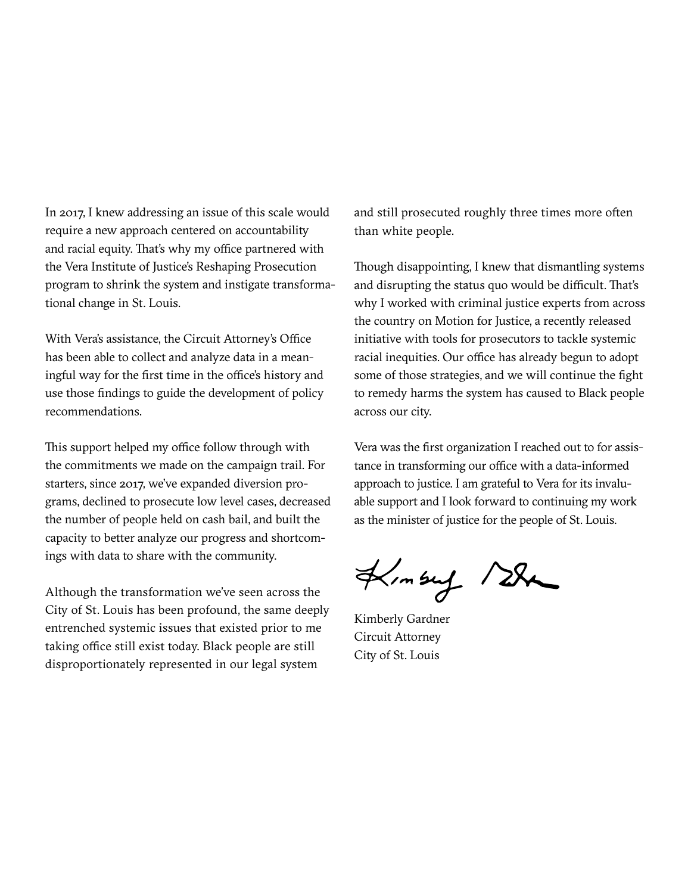In 2017, I knew addressing an issue of this scale would require a new approach centered on accountability and racial equity. That's why my office partnered with the Vera Institute of Justice's Reshaping Prosecution program to shrink the system and instigate transformational change in St. Louis.

With Vera's assistance, the Circuit Attorney's Office has been able to collect and analyze data in a meaningful way for the first time in the office's history and use those findings to guide the development of policy recommendations.

This support helped my office follow through with the commitments we made on the campaign trail. For starters, since 2017, we've expanded diversion programs, declined to prosecute low level cases, decreased the number of people held on cash bail, and built the capacity to better analyze our progress and shortcomings with data to share with the community.

Although the transformation we've seen across the City of St. Louis has been profound, the same deeply entrenched systemic issues that existed prior to me taking office still exist today. Black people are still disproportionately represented in our legal system and still prosecuted roughly three times more often than white people.

Though disappointing, I knew that dismantling systems and disrupting the status quo would be difficult. That's why I worked with criminal justice experts from across the country on Motion for Justice, a recently released initiative with tools for prosecutors to tackle systemic racial inequities. Our office has already begun to adopt some of those strategies, and we will continue the fight to remedy harms the system has caused to Black people across our city.

Vera was the first organization I reached out to for assistance in transforming our office with a data-informed approach to justice. I am grateful to Vera for its invaluable support and I look forward to continuing my work as the minister of justice for the people of St. Louis.

Kimberly Gardner  
Circuit Attorney  
City of St. Louis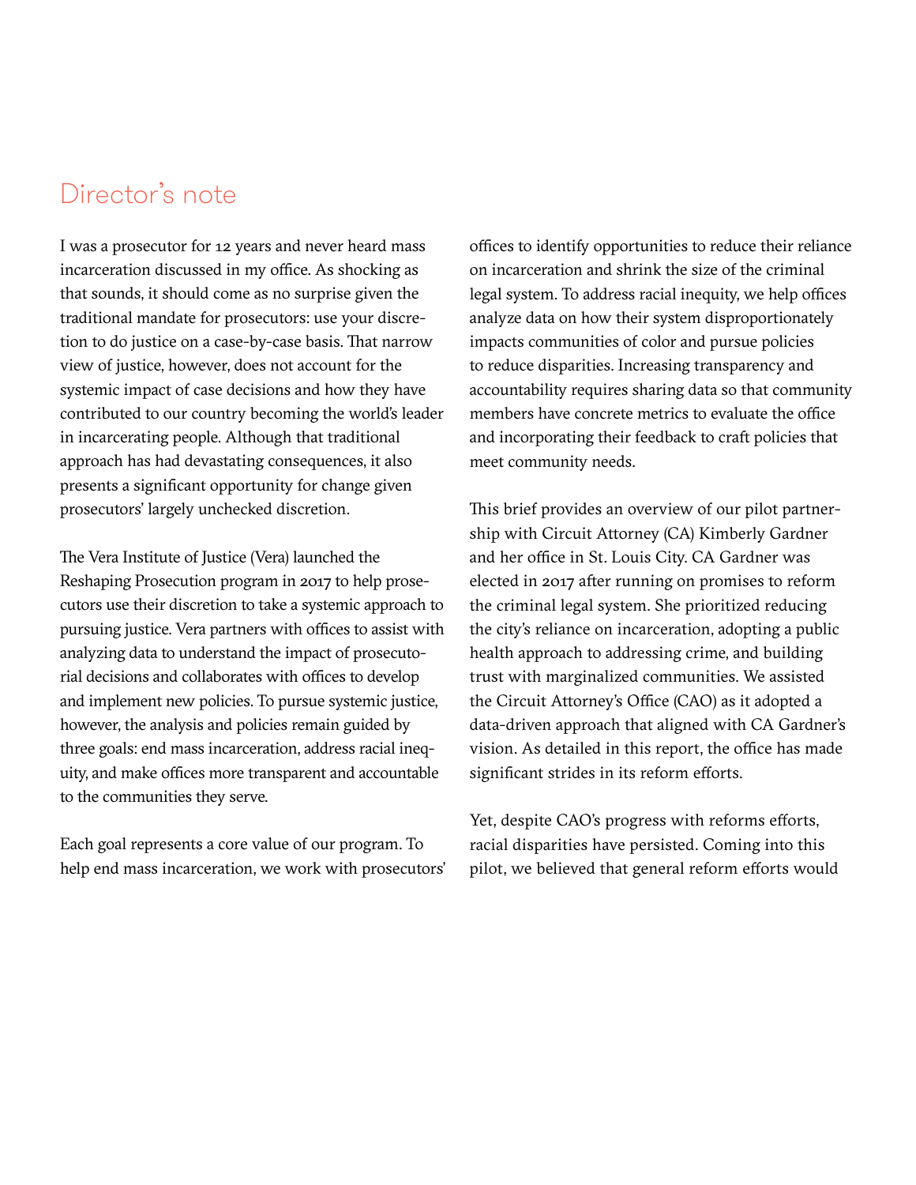## Director's note

I was a prosecutor for 12 years and never heard mass incarceration discussed in my office. As shocking as that sounds, it should come as no surprise given the traditional mandate for prosecutors: use your discretion to do justice on a case-by-case basis. That narrow view of justice, however, does not account for the systemic impact of case decisions and how they have contributed to our country becoming the world's leader in incarcerating people. Although that traditional approach has had devastating consequences, it also presents a significant opportunity for change given prosecutors' largely unchecked discretion.

The Vera Institute of Justice (Vera) launched the Reshaping Prosecution program in 2017 to help prosecutors use their discretion to take a systemic approach to pursuing justice. Vera partners with offices to assist with analyzing data to understand the impact of prosecutorial decisions and collaborates with offices to develop and implement new policies. To pursue systemic justice, however, the analysis and policies remain guided by three goals: end mass incarceration, address racial inequity, and make offices more transparent and accountable to the communities they serve.

Each goal represents a core value of our program. To help end mass incarceration, we work with prosecutors' offices to identify opportunities to reduce their reliance on incarceration and shrink the size of the criminal legal system. To address racial inequity, we help offices analyze data on how their system disproportionately impacts communities of color and pursue policies to reduce disparities. Increasing transparency and accountability requires sharing data so that community members have concrete metrics to evaluate the office and incorporating their feedback to craft policies that meet community needs.

This brief provides an overview of our pilot partnership with Circuit Attorney (CA) Kimberly Gardner and her office in St. Louis City. CA Gardner was elected in 2017 after running on promises to reform the criminal legal system. She prioritized reducing the city's reliance on incarceration, adopting a public health approach to addressing crime, and building trust with marginalized communities. We assisted the Circuit Attorney's Office (CAO) as it adopted a data-driven approach that aligned with CA Gardner's vision. As detailed in this report, the office has made significant strides in its reform efforts.

Yet, despite CAO's progress with reforms efforts, racial disparities have persisted. Coming into this pilot, we believed that general reform efforts would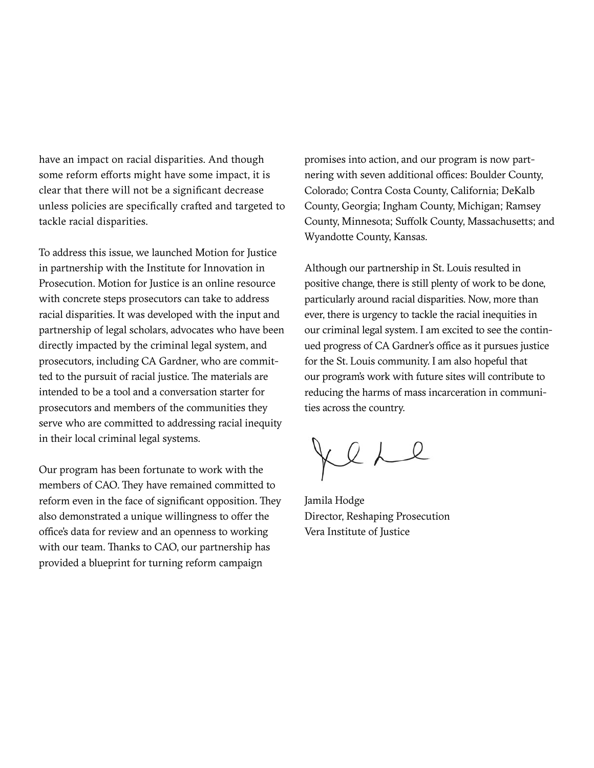have an impact on racial disparities. And though some reform efforts might have some impact, it is clear that there will not be a significant decrease unless policies are specifically crafted and targeted to tackle racial disparities.

To address this issue, we launched Motion for Justice in partnership with the Institute for Innovation in Prosecution. Motion for Justice is an online resource with concrete steps prosecutors can take to address racial disparities. It was developed with the input and partnership of legal scholars, advocates who have been directly impacted by the criminal legal system, and prosecutors, including CA Gardner, who are committed to the pursuit of racial justice. The materials are intended to be a tool and a conversation starter for prosecutors and members of the communities they serve who are committed to addressing racial inequity in their local criminal legal systems.

Our program has been fortunate to work with the members of CAO. They have remained committed to reform even in the face of significant opposition. They also demonstrated a unique willingness to offer the office's data for review and an openness to working with our team. Thanks to CAO, our partnership has provided a blueprint for turning reform campaign promises into action, and our program is now partnering with seven additional offices: Boulder County, Colorado; Contra Costa County, California; DeKalb County, Georgia; Ingham County, Michigan; Ramsey County, Minnesota; Suffolk County, Massachusetts; and Wyandotte County, Kansas.

Although our partnership in St. Louis resulted in positive change, there is still plenty of work to be done, particularly around racial disparities. Now, more than ever, there is urgency to tackle the racial inequities in our criminal legal system. I am excited to see the continued progress of CA Gardner's office as it pursues justice for the St. Louis community. I am also hopeful that our program's work with future sites will contribute to reducing the harms of mass incarceration in communities across the country.

Jamila Hodge
Director, Reshaping Prosecution
Vera Institute of Justice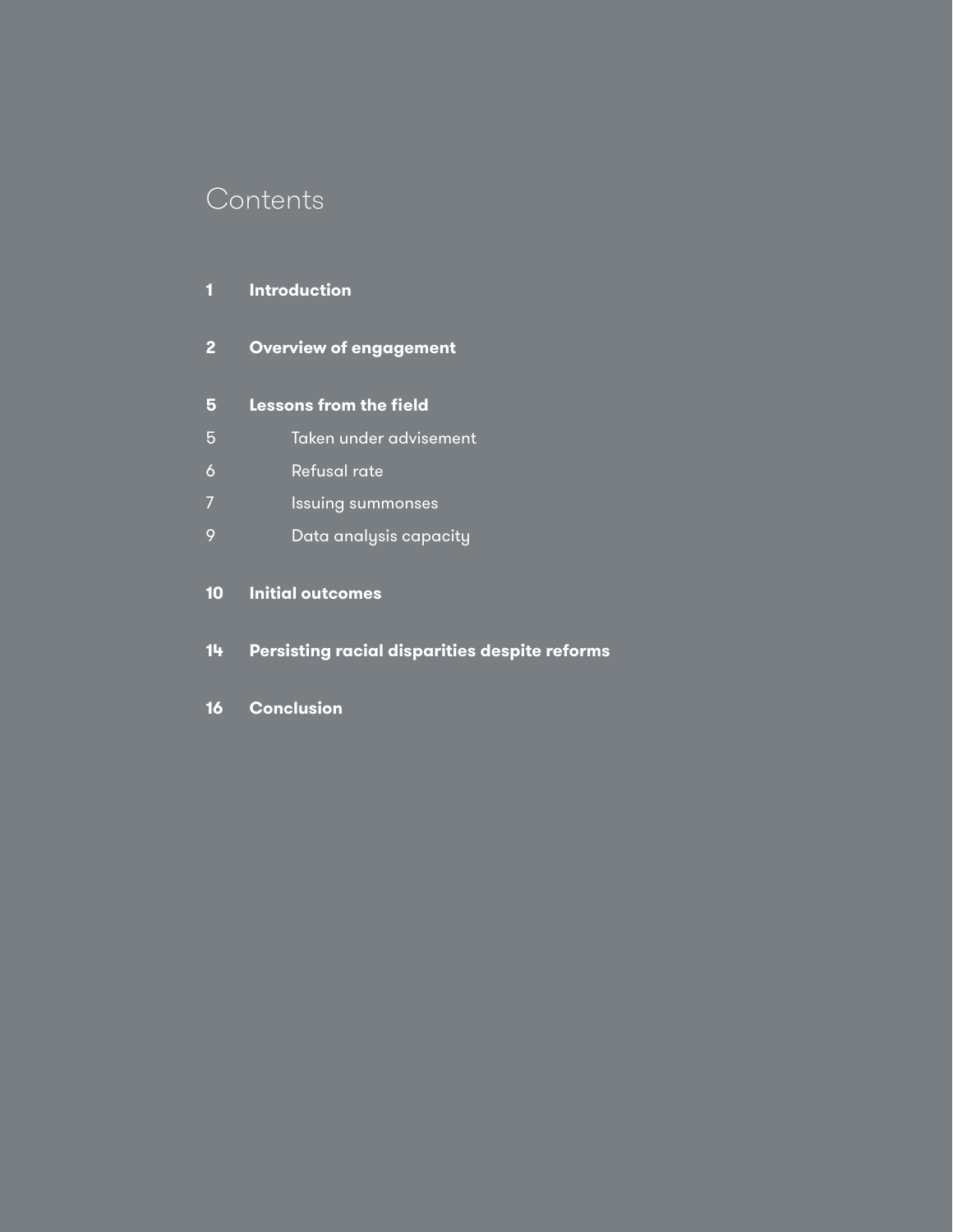# Contents

**1** **Introduction**

**2** **Overview of engagement**

**5** **Lessons from the field**

5 Taken under advisement

6 Refusal rate

7 Issuing summonses

9 Data analysis capacity

**10** **Initial outcomes**

**14** **Persisting racial disparities despite reforms**

**16** **Conclusion**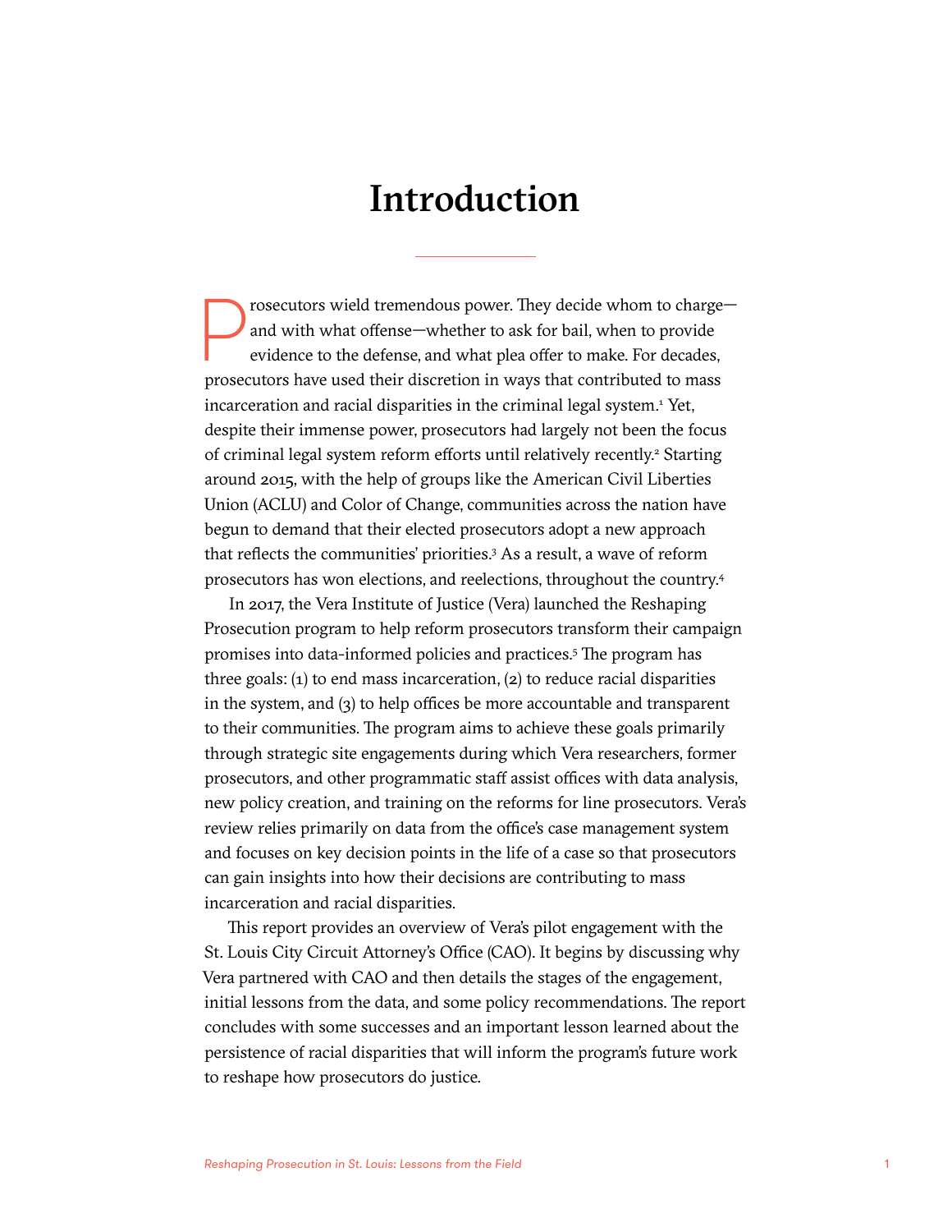# Introduction

Prosecutors wield tremendous power. They decide whom to charge—and with what offense—whether to ask for bail, when to provide evidence to the defense, and what plea offer to make. For decades, prosecutors have used their discretion in ways that contributed to mass incarceration and racial disparities in the criminal legal system.[1] Yet, despite their immense power, prosecutors had largely not been the focus of criminal legal system reform efforts until relatively recently.[2] Starting around 2015, with the help of groups like the American Civil Liberties Union (ACLU) and Color of Change, communities across the nation have begun to demand that their elected prosecutors adopt a new approach that reflects the communities' priorities.[3] As a result, a wave of reform prosecutors has won elections, and reelections, throughout the country.[4]

In 2017, the Vera Institute of Justice (Vera) launched the Reshaping Prosecution program to help reform prosecutors transform their campaign promises into data-informed policies and practices.[5] The program has three goals: (1) to end mass incarceration, (2) to reduce racial disparities in the system, and (3) to help offices be more accountable and transparent to their communities. The program aims to achieve these goals primarily through strategic site engagements during which Vera researchers, former prosecutors, and other programmatic staff assist offices with data analysis, new policy creation, and training on the reforms for line prosecutors. Vera's review relies primarily on data from the office's case management system and focuses on key decision points in the life of a case so that prosecutors can gain insights into how their decisions are contributing to mass incarceration and racial disparities.

This report provides an overview of Vera's pilot engagement with the St. Louis City Circuit Attorney's Office (CAO). It begins by discussing why Vera partnered with CAO and then details the stages of the engagement, initial lessons from the data, and some policy recommendations. The report concludes with some successes and an important lesson learned about the persistence of racial disparities that will inform the program's future work to reshape how prosecutors do justice.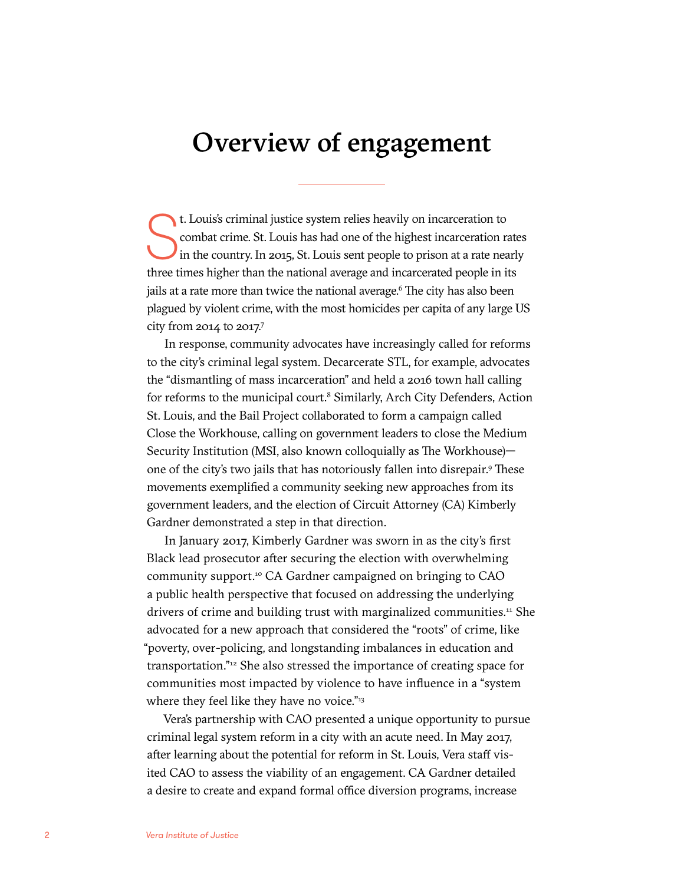# Overview of engagement

St. Louis's criminal justice system relies heavily on incarceration to combat crime. St. Louis has had one of the highest incarceration rates in the country. In 2015, St. Louis sent people to prison at a rate nearly three times higher than the national average and incarcerated people in its jails at a rate more than twice the national average.[6] The city has also been plagued by violent crime, with the most homicides per capita of any large US city from 2014 to 2017.[7]

In response, community advocates have increasingly called for reforms to the city's criminal legal system. Decarcerate STL, for example, advocates the "dismantling of mass incarceration" and held a 2016 town hall calling for reforms to the municipal court.[8] Similarly, Arch City Defenders, Action St. Louis, and the Bail Project collaborated to form a campaign called Close the Workhouse, calling on government leaders to close the Medium Security Institution (MSI, also known colloquially as The Workhouse)—one of the city's two jails that has notoriously fallen into disrepair.[9] These movements exemplified a community seeking new approaches from its government leaders, and the election of Circuit Attorney (CA) Kimberly Gardner demonstrated a step in that direction.

In January 2017, Kimberly Gardner was sworn in as the city's first Black lead prosecutor after securing the election with overwhelming community support.[10] CA Gardner campaigned on bringing to CAO a public health perspective that focused on addressing the underlying drivers of crime and building trust with marginalized communities.[11] She advocated for a new approach that considered the "roots" of crime, like "poverty, over-policing, and longstanding imbalances in education and transportation."[12] She also stressed the importance of creating space for communities most impacted by violence to have influence in a "system where they feel like they have no voice."[13]

Vera's partnership with CAO presented a unique opportunity to pursue criminal legal system reform in a city with an acute need. In May 2017, after learning about the potential for reform in St. Louis, Vera staff visited CAO to assess the viability of an engagement. CA Gardner detailed a desire to create and expand formal office diversion programs, increase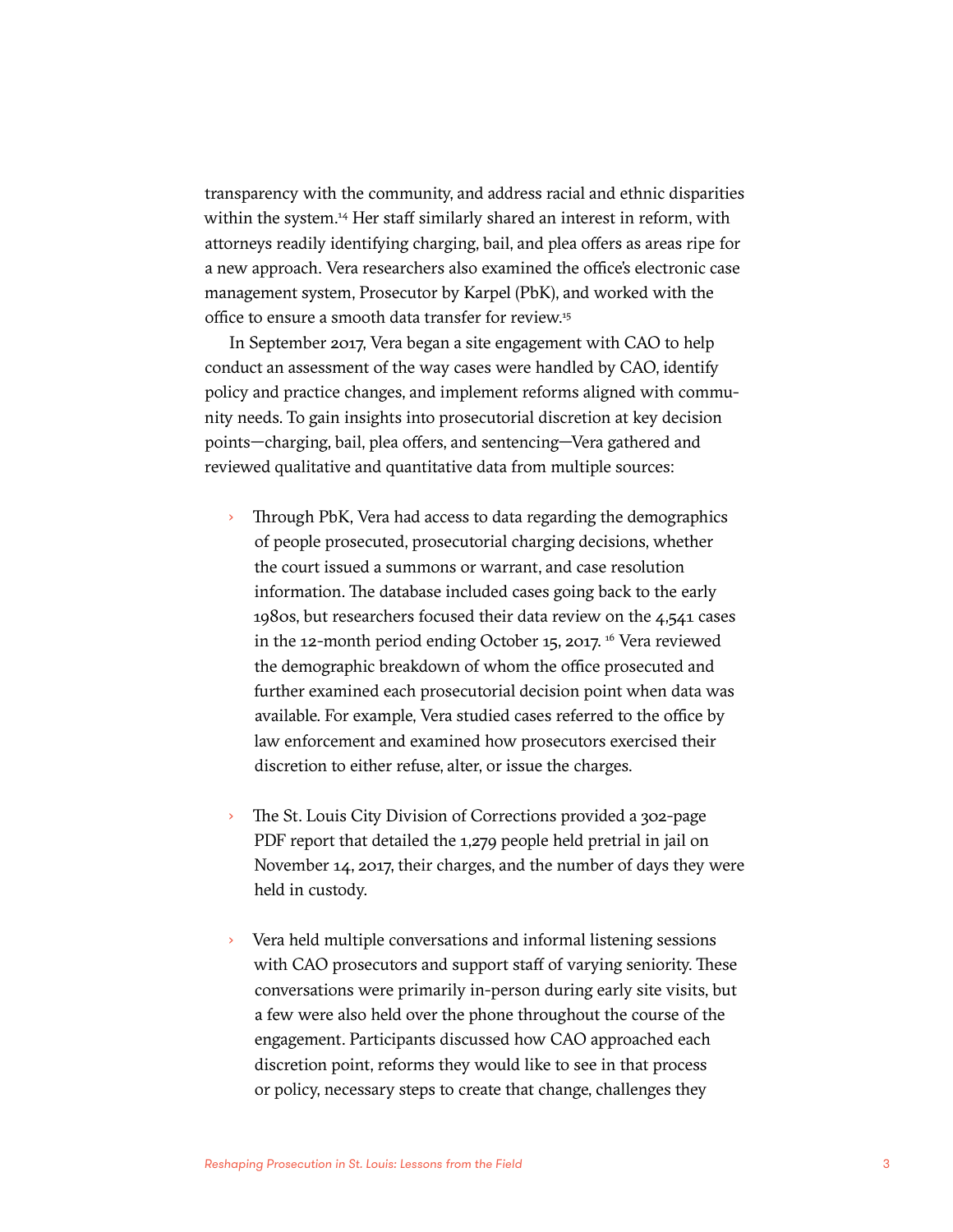transparency with the community, and address racial and ethnic disparities within the system.[14] Her staff similarly shared an interest in reform, with attorneys readily identifying charging, bail, and plea offers as areas ripe for a new approach. Vera researchers also examined the office's electronic case management system, Prosecutor by Karpel (PbK), and worked with the office to ensure a smooth data transfer for review.[15]

In September 2017, Vera began a site engagement with CAO to help conduct an assessment of the way cases were handled by CAO, identify policy and practice changes, and implement reforms aligned with community needs. To gain insights into prosecutorial discretion at key decision points—charging, bail, plea offers, and sentencing—Vera gathered and reviewed qualitative and quantitative data from multiple sources:

- Through PbK, Vera had access to data regarding the demographics of people prosecuted, prosecutorial charging decisions, whether the court issued a summons or warrant, and case resolution information. The database included cases going back to the early 1980s, but researchers focused their data review on the 4,541 cases in the 12-month period ending October 15, 2017.[16] Vera reviewed the demographic breakdown of whom the office prosecuted and further examined each prosecutorial decision point when data was available. For example, Vera studied cases referred to the office by law enforcement and examined how prosecutors exercised their discretion to either refuse, alter, or issue the charges.

- The St. Louis City Division of Corrections provided a 302-page PDF report that detailed the 1,279 people held pretrial in jail on November 14, 2017, their charges, and the number of days they were held in custody.

- Vera held multiple conversations and informal listening sessions with CAO prosecutors and support staff of varying seniority. These conversations were primarily in-person during early site visits, but a few were also held over the phone throughout the course of the engagement. Participants discussed how CAO approached each discretion point, reforms they would like to see in that process or policy, necessary steps to create that change, challenges they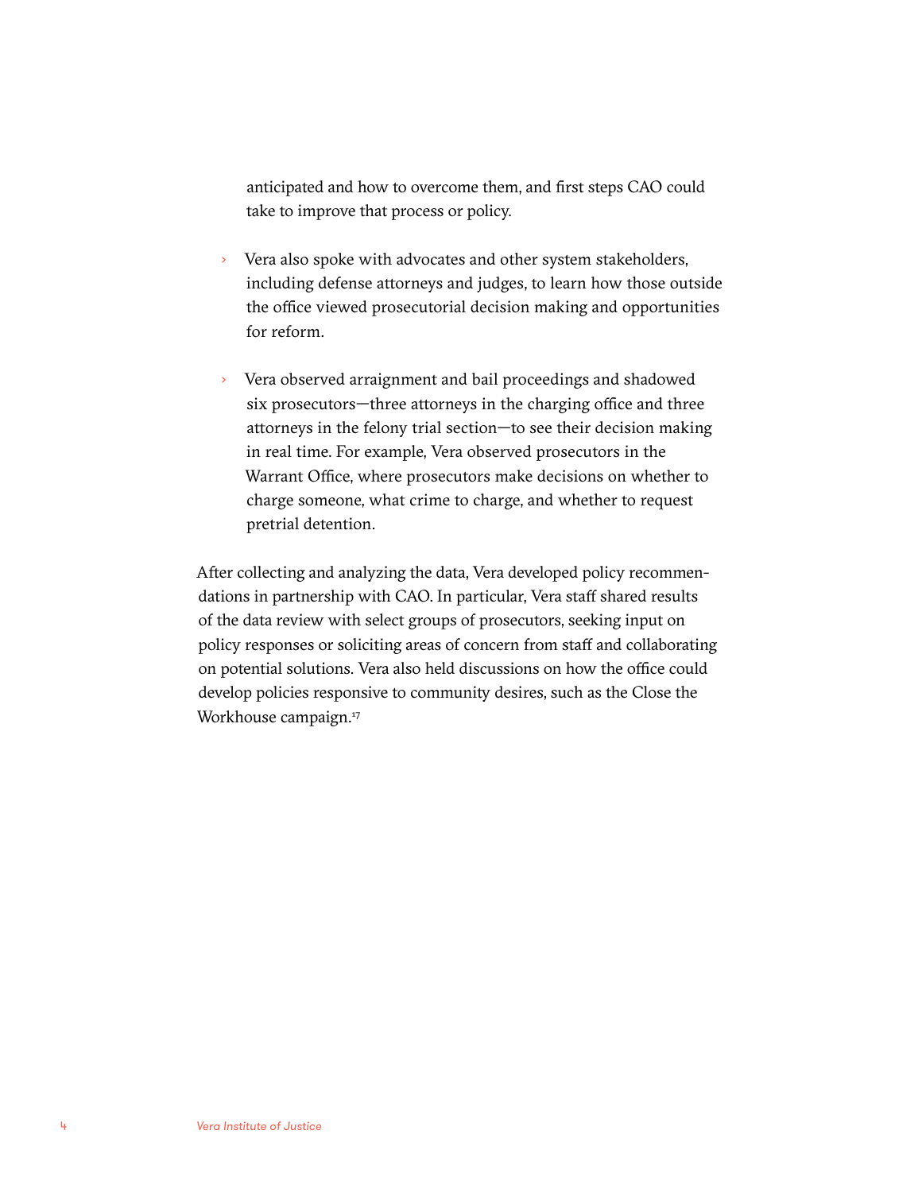anticipated and how to overcome them, and first steps CAO could take to improve that process or policy.

- Vera also spoke with advocates and other system stakeholders, including defense attorneys and judges, to learn how those outside the office viewed prosecutorial decision making and opportunities for reform.

- Vera observed arraignment and bail proceedings and shadowed six prosecutors—three attorneys in the charging office and three attorneys in the felony trial section—to see their decision making in real time. For example, Vera observed prosecutors in the Warrant Office, where prosecutors make decisions on whether to charge someone, what crime to charge, and whether to request pretrial detention.

After collecting and analyzing the data, Vera developed policy recommendations in partnership with CAO. In particular, Vera staff shared results of the data review with select groups of prosecutors, seeking input on policy responses or soliciting areas of concern from staff and collaborating on potential solutions. Vera also held discussions on how the office could develop policies responsive to community desires, such as the Close the Workhouse campaign.[17]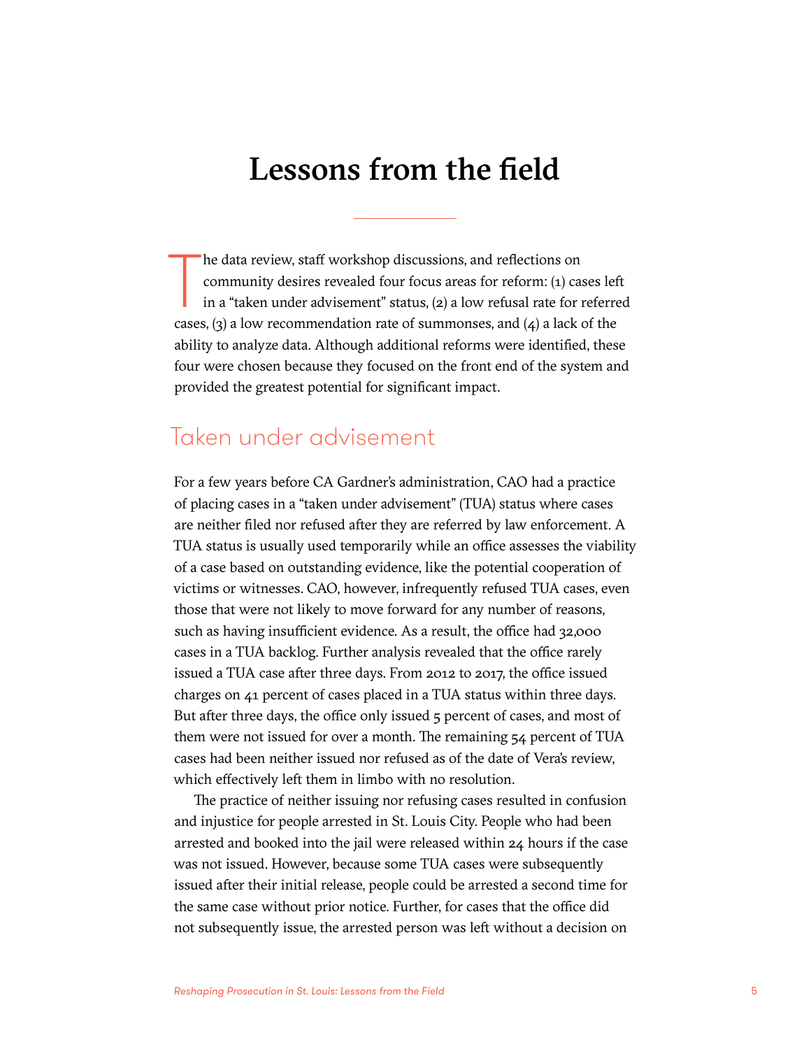# Lessons from the field

The data review, staff workshop discussions, and reflections on community desires revealed four focus areas for reform: (1) cases left in a "taken under advisement" status, (2) a low refusal rate for referred cases, (3) a low recommendation rate of summonses, and (4) a lack of the ability to analyze data. Although additional reforms were identified, these four were chosen because they focused on the front end of the system and provided the greatest potential for significant impact.

## Taken under advisement

For a few years before CA Gardner's administration, CAO had a practice of placing cases in a "taken under advisement" (TUA) status where cases are neither filed nor refused after they are referred by law enforcement. A TUA status is usually used temporarily while an office assesses the viability of a case based on outstanding evidence, like the potential cooperation of victims or witnesses. CAO, however, infrequently refused TUA cases, even those that were not likely to move forward for any number of reasons, such as having insufficient evidence. As a result, the office had 32,000 cases in a TUA backlog. Further analysis revealed that the office rarely issued a TUA case after three days. From 2012 to 2017, the office issued charges on 41 percent of cases placed in a TUA status within three days. But after three days, the office only issued 5 percent of cases, and most of them were not issued for over a month. The remaining 54 percent of TUA cases had been neither issued nor refused as of the date of Vera's review, which effectively left them in limbo with no resolution.

The practice of neither issuing nor refusing cases resulted in confusion and injustice for people arrested in St. Louis City. People who had been arrested and booked into the jail were released within 24 hours if the case was not issued. However, because some TUA cases were subsequently issued after their initial release, people could be arrested a second time for the same case without prior notice. Further, for cases that the office did not subsequently issue, the arrested person was left without a decision on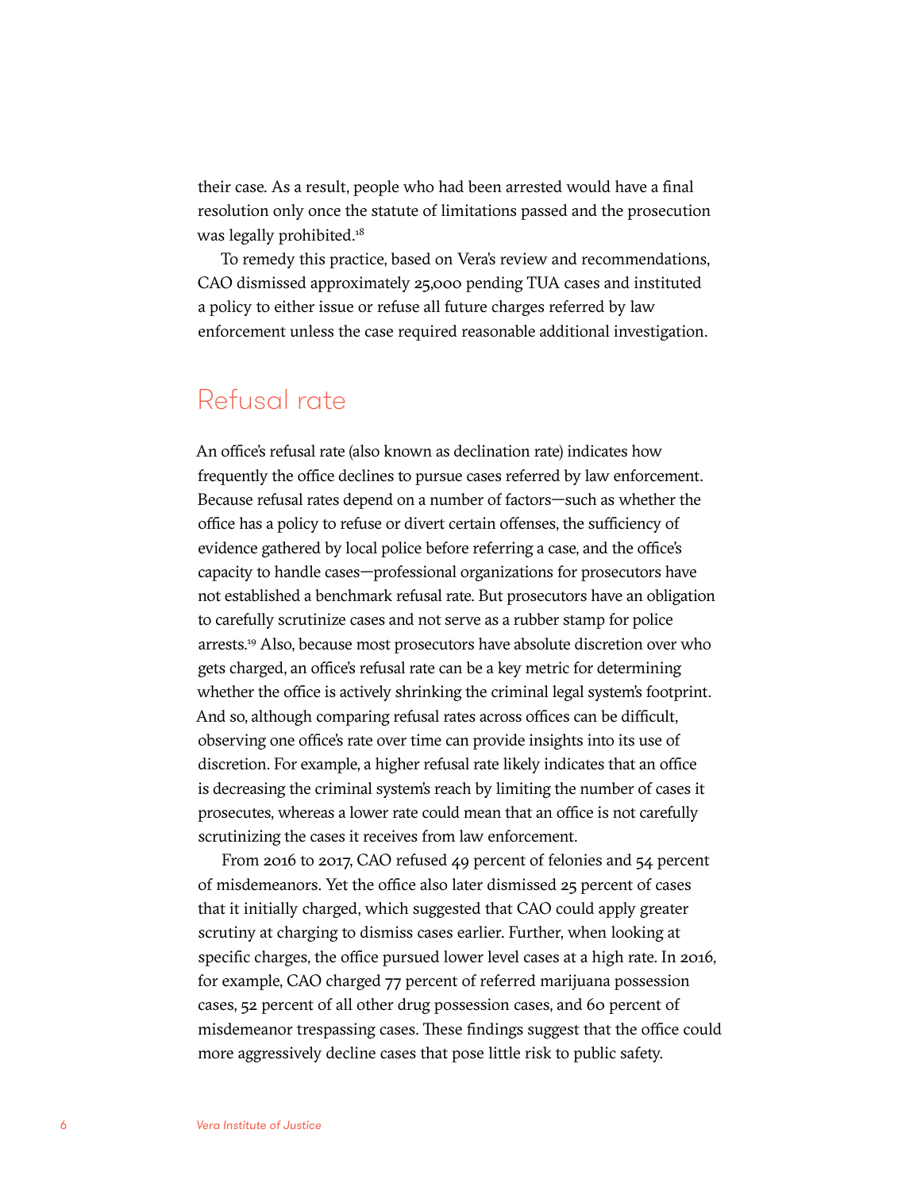their case. As a result, people who had been arrested would have a final resolution only once the statute of limitations passed and the prosecution was legally prohibited.[18]

To remedy this practice, based on Vera's review and recommendations, CAO dismissed approximately 25,000 pending TUA cases and instituted a policy to either issue or refuse all future charges referred by law enforcement unless the case required reasonable additional investigation.

## Refusal rate

An office's refusal rate (also known as declination rate) indicates how frequently the office declines to pursue cases referred by law enforcement. Because refusal rates depend on a number of factors—such as whether the office has a policy to refuse or divert certain offenses, the sufficiency of evidence gathered by local police before referring a case, and the office's capacity to handle cases—professional organizations for prosecutors have not established a benchmark refusal rate. But prosecutors have an obligation to carefully scrutinize cases and not serve as a rubber stamp for police arrests.[19] Also, because most prosecutors have absolute discretion over who gets charged, an office's refusal rate can be a key metric for determining whether the office is actively shrinking the criminal legal system's footprint. And so, although comparing refusal rates across offices can be difficult, observing one office's rate over time can provide insights into its use of discretion. For example, a higher refusal rate likely indicates that an office is decreasing the criminal system's reach by limiting the number of cases it prosecutes, whereas a lower rate could mean that an office is not carefully scrutinizing the cases it receives from law enforcement.

From 2016 to 2017, CAO refused 49 percent of felonies and 54 percent of misdemeanors. Yet the office also later dismissed 25 percent of cases that it initially charged, which suggested that CAO could apply greater scrutiny at charging to dismiss cases earlier. Further, when looking at specific charges, the office pursued lower level cases at a high rate. In 2016, for example, CAO charged 77 percent of referred marijuana possession cases, 52 percent of all other drug possession cases, and 60 percent of misdemeanor trespassing cases. These findings suggest that the office could more aggressively decline cases that pose little risk to public safety.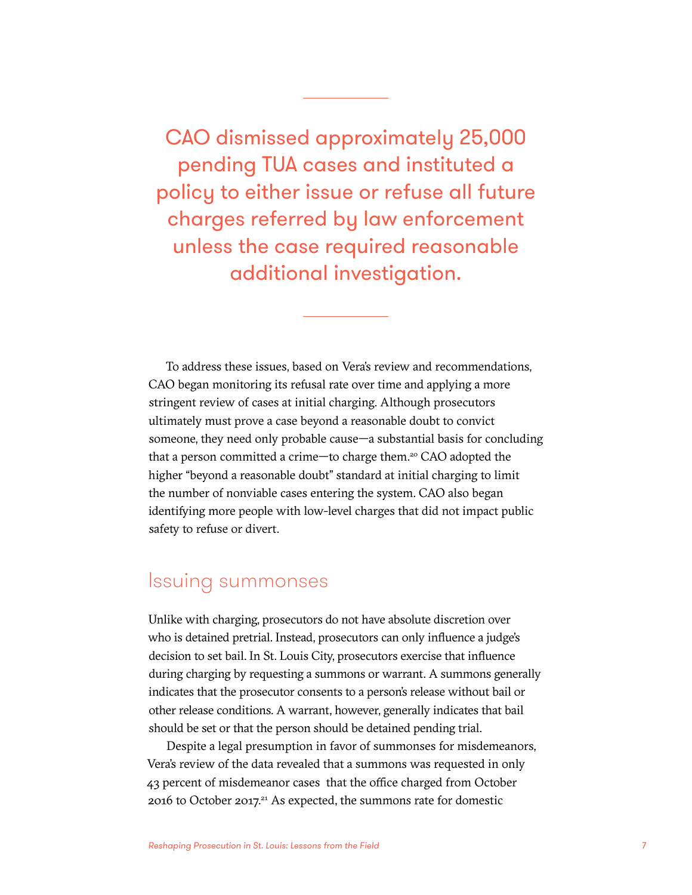> CAO dismissed approximately 25,000 pending TUA cases and instituted a policy to either issue or refuse all future charges referred by law enforcement unless the case required reasonable additional investigation.

To address these issues, based on Vera's review and recommendations, CAO began monitoring its refusal rate over time and applying a more stringent review of cases at initial charging. Although prosecutors ultimately must prove a case beyond a reasonable doubt to convict someone, they need only probable cause—a substantial basis for concluding that a person committed a crime—to charge them.[20] CAO adopted the higher "beyond a reasonable doubt" standard at initial charging to limit the number of nonviable cases entering the system. CAO also began identifying more people with low-level charges that did not impact public safety to refuse or divert.

## Issuing summonses

Unlike with charging, prosecutors do not have absolute discretion over who is detained pretrial. Instead, prosecutors can only influence a judge's decision to set bail. In St. Louis City, prosecutors exercise that influence during charging by requesting a summons or warrant. A summons generally indicates that the prosecutor consents to a person's release without bail or other release conditions. A warrant, however, generally indicates that bail should be set or that the person should be detained pending trial.

Despite a legal presumption in favor of summonses for misdemeanors, Vera's review of the data revealed that a summons was requested in only 43 percent of misdemeanor cases that the office charged from October 2016 to October 2017.[21] As expected, the summons rate for domestic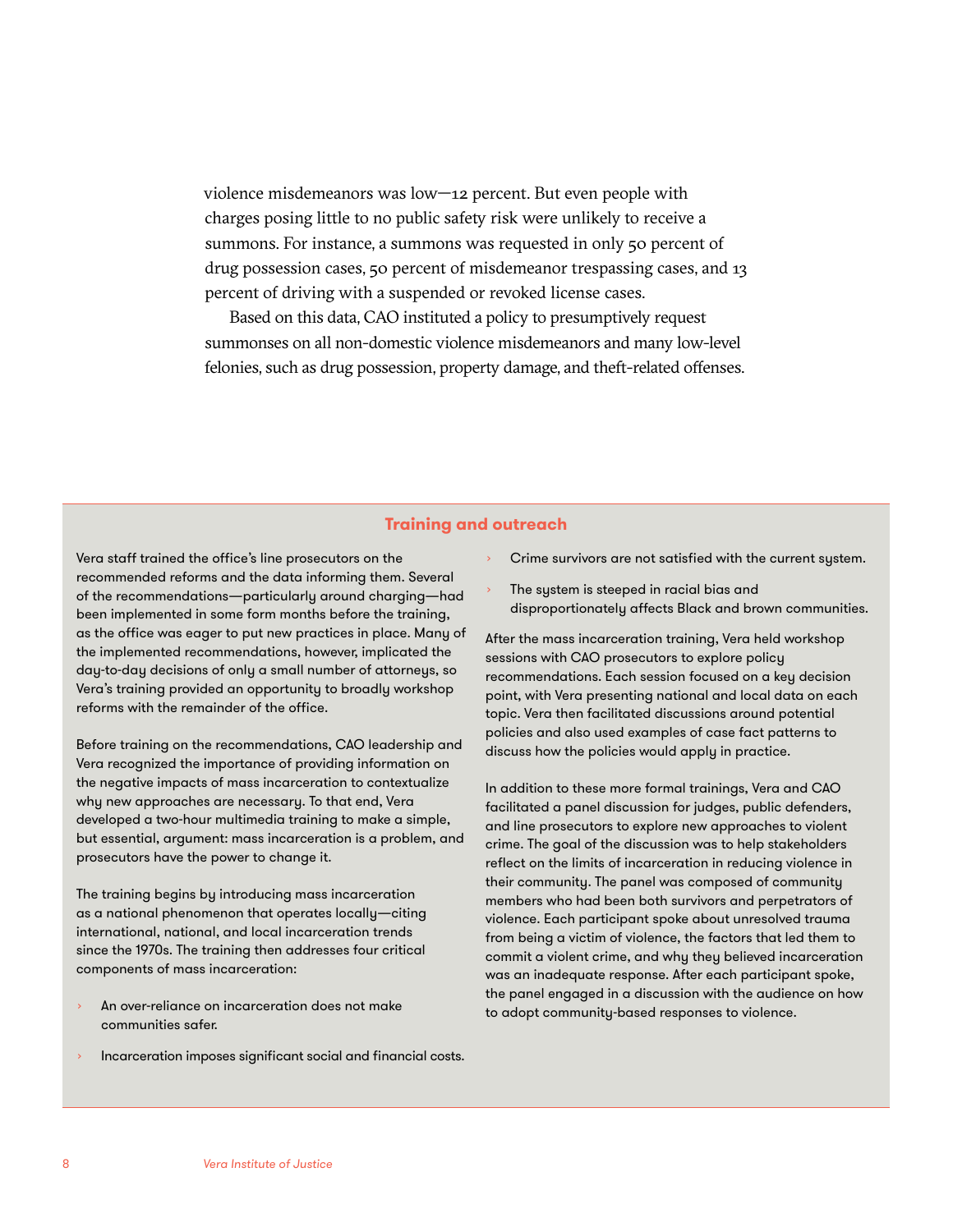violence misdemeanors was low—12 percent. But even people with charges posing little to no public safety risk were unlikely to receive a summons. For instance, a summons was requested in only 50 percent of drug possession cases, 50 percent of misdemeanor trespassing cases, and 13 percent of driving with a suspended or revoked license cases.

Based on this data, CAO instituted a policy to presumptively request summonses on all non-domestic violence misdemeanors and many low-level felonies, such as drug possession, property damage, and theft-related offenses.

## Training and outreach

Vera staff trained the office's line prosecutors on the recommended reforms and the data informing them. Several of the recommendations—particularly around charging—had been implemented in some form months before the training, as the office was eager to put new practices in place. Many of the implemented recommendations, however, implicated the day-to-day decisions of only a small number of attorneys, so Vera's training provided an opportunity to broadly workshop reforms with the remainder of the office.

Before training on the recommendations, CAO leadership and Vera recognized the importance of providing information on the negative impacts of mass incarceration to contextualize why new approaches are necessary. To that end, Vera developed a two-hour multimedia training to make a simple, but essential, argument: mass incarceration is a problem, and prosecutors have the power to change it.

The training begins by introducing mass incarceration as a national phenomenon that operates locally—citing international, national, and local incarceration trends since the 1970s. The training then addresses four critical components of mass incarceration:

- An over-reliance on incarceration does not make communities safer.
- Incarceration imposes significant social and financial costs.
- Crime survivors are not satisfied with the current system.
- The system is steeped in racial bias and disproportionately affects Black and brown communities.

After the mass incarceration training, Vera held workshop sessions with CAO prosecutors to explore policy recommendations. Each session focused on a key decision point, with Vera presenting national and local data on each topic. Vera then facilitated discussions around potential policies and also used examples of case fact patterns to discuss how the policies would apply in practice.

In addition to these more formal trainings, Vera and CAO facilitated a panel discussion for judges, public defenders, and line prosecutors to explore new approaches to violent crime. The goal of the discussion was to help stakeholders reflect on the limits of incarceration in reducing violence in their community. The panel was composed of community members who had been both survivors and perpetrators of violence. Each participant spoke about unresolved trauma from being a victim of violence, the factors that led them to commit a violent crime, and why they believed incarceration was an inadequate response. After each participant spoke, the panel engaged in a discussion with the audience on how to adopt community-based responses to violence.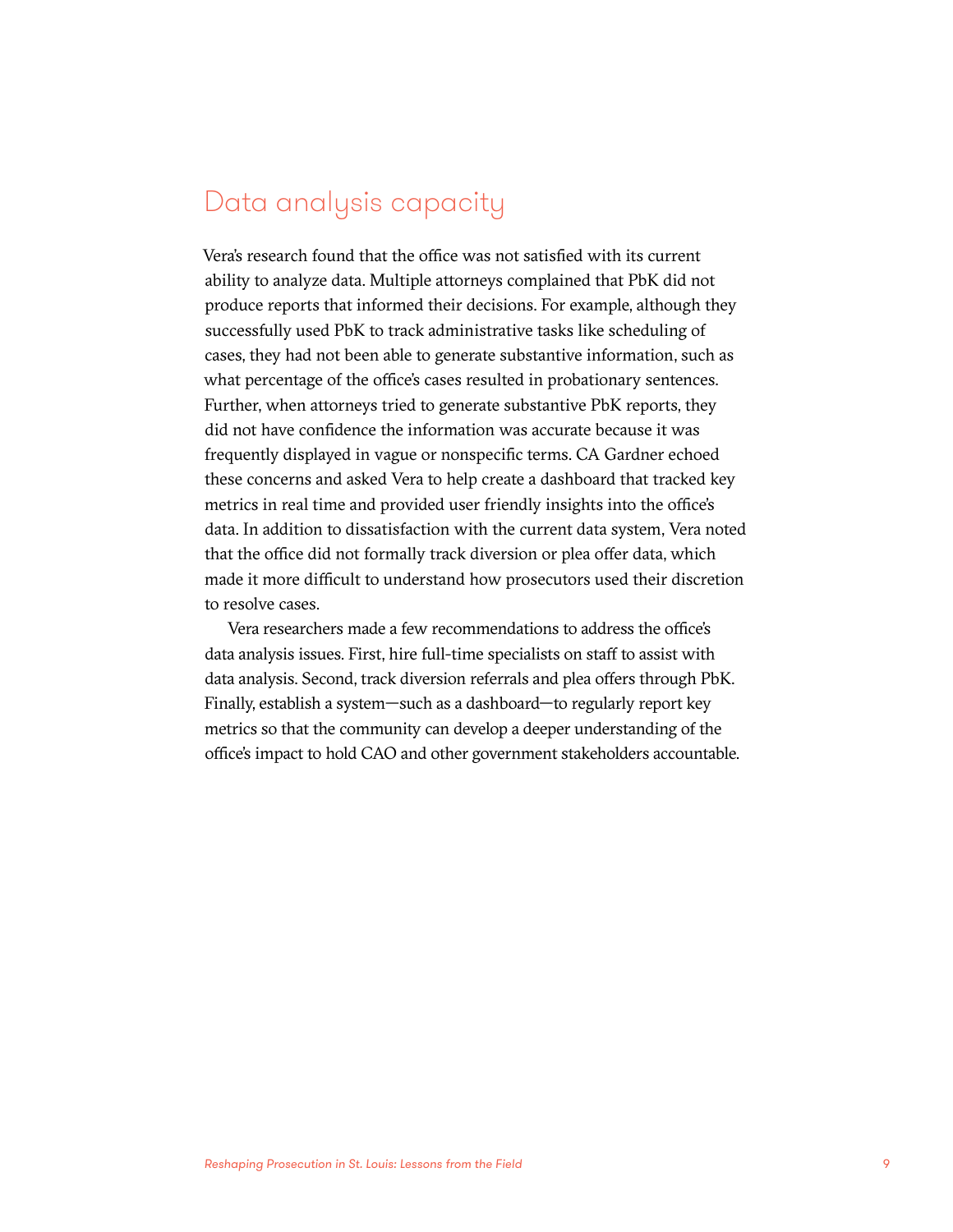## Data analysis capacity

Vera's research found that the office was not satisfied with its current ability to analyze data. Multiple attorneys complained that PbK did not produce reports that informed their decisions. For example, although they successfully used PbK to track administrative tasks like scheduling of cases, they had not been able to generate substantive information, such as what percentage of the office's cases resulted in probationary sentences. Further, when attorneys tried to generate substantive PbK reports, they did not have confidence the information was accurate because it was frequently displayed in vague or nonspecific terms. CA Gardner echoed these concerns and asked Vera to help create a dashboard that tracked key metrics in real time and provided user friendly insights into the office's data. In addition to dissatisfaction with the current data system, Vera noted that the office did not formally track diversion or plea offer data, which made it more difficult to understand how prosecutors used their discretion to resolve cases.

Vera researchers made a few recommendations to address the office's data analysis issues. First, hire full-time specialists on staff to assist with data analysis. Second, track diversion referrals and plea offers through PbK. Finally, establish a system—such as a dashboard—to regularly report key metrics so that the community can develop a deeper understanding of the office's impact to hold CAO and other government stakeholders accountable.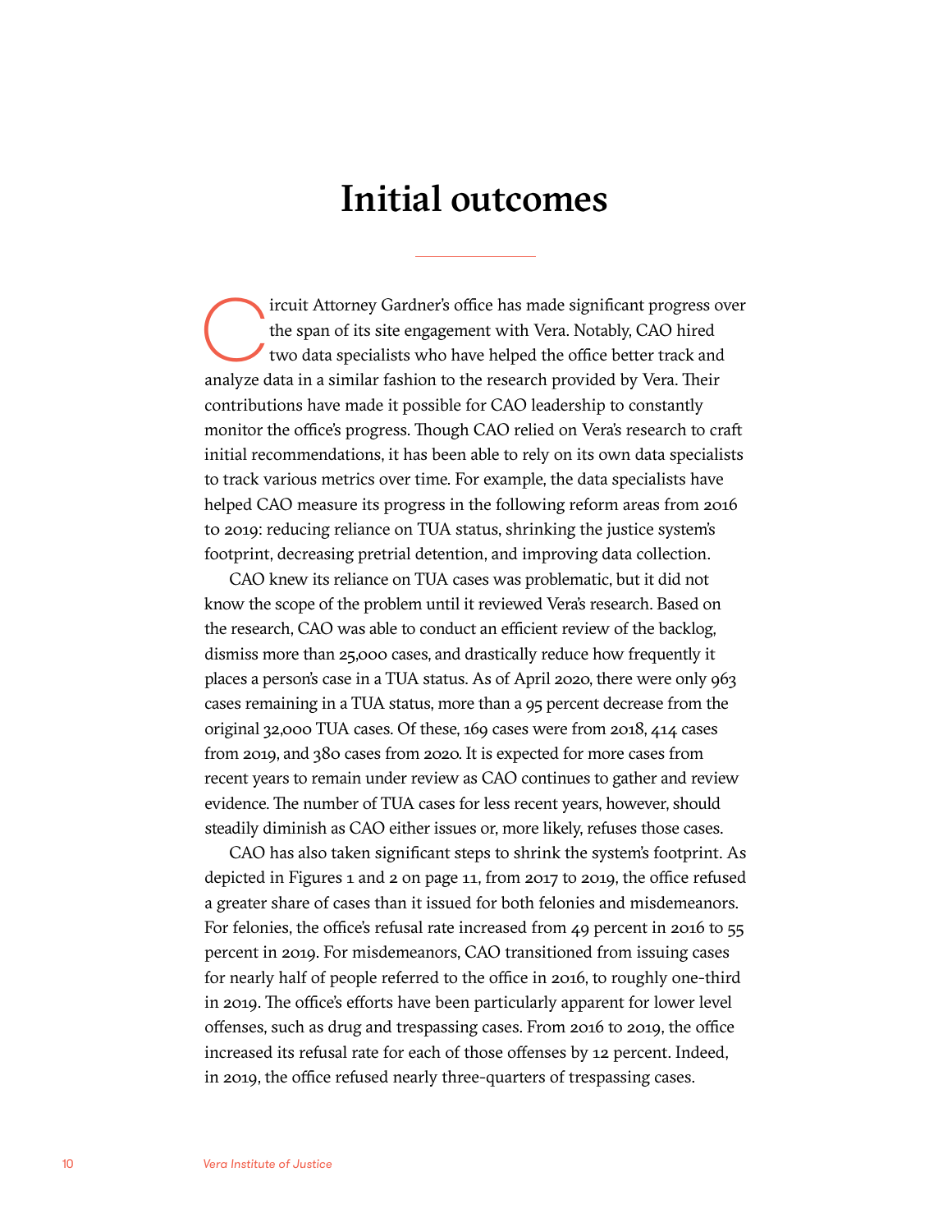# Initial outcomes

Circuit Attorney Gardner's office has made significant progress over the span of its site engagement with Vera. Notably, CAO hired two data specialists who have helped the office better track and analyze data in a similar fashion to the research provided by Vera. Their contributions have made it possible for CAO leadership to constantly monitor the office's progress. Though CAO relied on Vera's research to craft initial recommendations, it has been able to rely on its own data specialists to track various metrics over time. For example, the data specialists have helped CAO measure its progress in the following reform areas from 2016 to 2019: reducing reliance on TUA status, shrinking the justice system's footprint, decreasing pretrial detention, and improving data collection.

CAO knew its reliance on TUA cases was problematic, but it did not know the scope of the problem until it reviewed Vera's research. Based on the research, CAO was able to conduct an efficient review of the backlog, dismiss more than 25,000 cases, and drastically reduce how frequently it places a person's case in a TUA status. As of April 2020, there were only 963 cases remaining in a TUA status, more than a 95 percent decrease from the original 32,000 TUA cases. Of these, 169 cases were from 2018, 414 cases from 2019, and 380 cases from 2020. It is expected for more cases from recent years to remain under review as CAO continues to gather and review evidence. The number of TUA cases for less recent years, however, should steadily diminish as CAO either issues or, more likely, refuses those cases.

CAO has also taken significant steps to shrink the system's footprint. As depicted in Figures 1 and 2 on page 11, from 2017 to 2019, the office refused a greater share of cases than it issued for both felonies and misdemeanors. For felonies, the office's refusal rate increased from 49 percent in 2016 to 55 percent in 2019. For misdemeanors, CAO transitioned from issuing cases for nearly half of people referred to the office in 2016, to roughly one-third in 2019. The office's efforts have been particularly apparent for lower level offenses, such as drug and trespassing cases. From 2016 to 2019, the office increased its refusal rate for each of those offenses by 12 percent. Indeed, in 2019, the office refused nearly three-quarters of trespassing cases.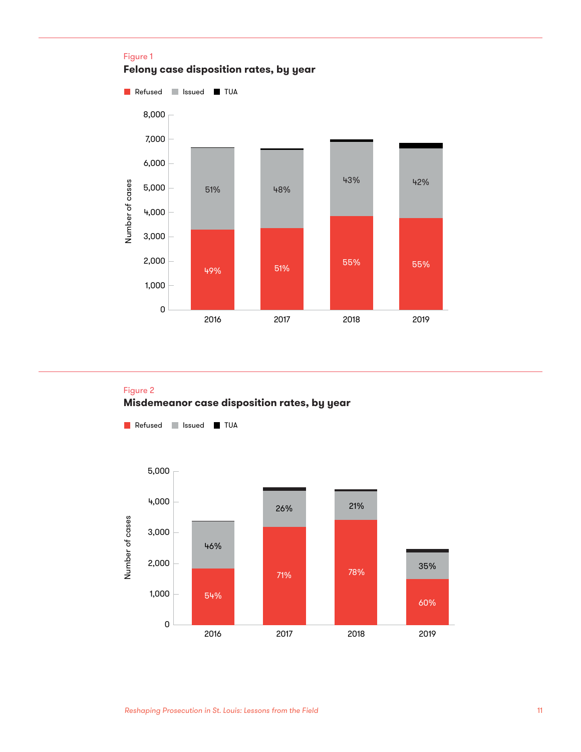Figure 1

**Felony case disposition rates, by year**

Refused ■ Issued ■ TUA

| Year | Refused | Issued |
|---|---|---|
| 2016 | 49% | 51% |
| 2017 | 51% | 48% |
| 2018 | 55% | 43% |
| 2019 | 55% | 42% |

Figure 2

**Misdemeanor case disposition rates, by year**

Refused ■ Issued ■ TUA

| Year | Refused | Issued |
|---|---|---|
| 2016 | 54% | 46% |
| 2017 | 71% | 26% |
| 2018 | 78% | 21% |
| 2019 | 60% | 35% |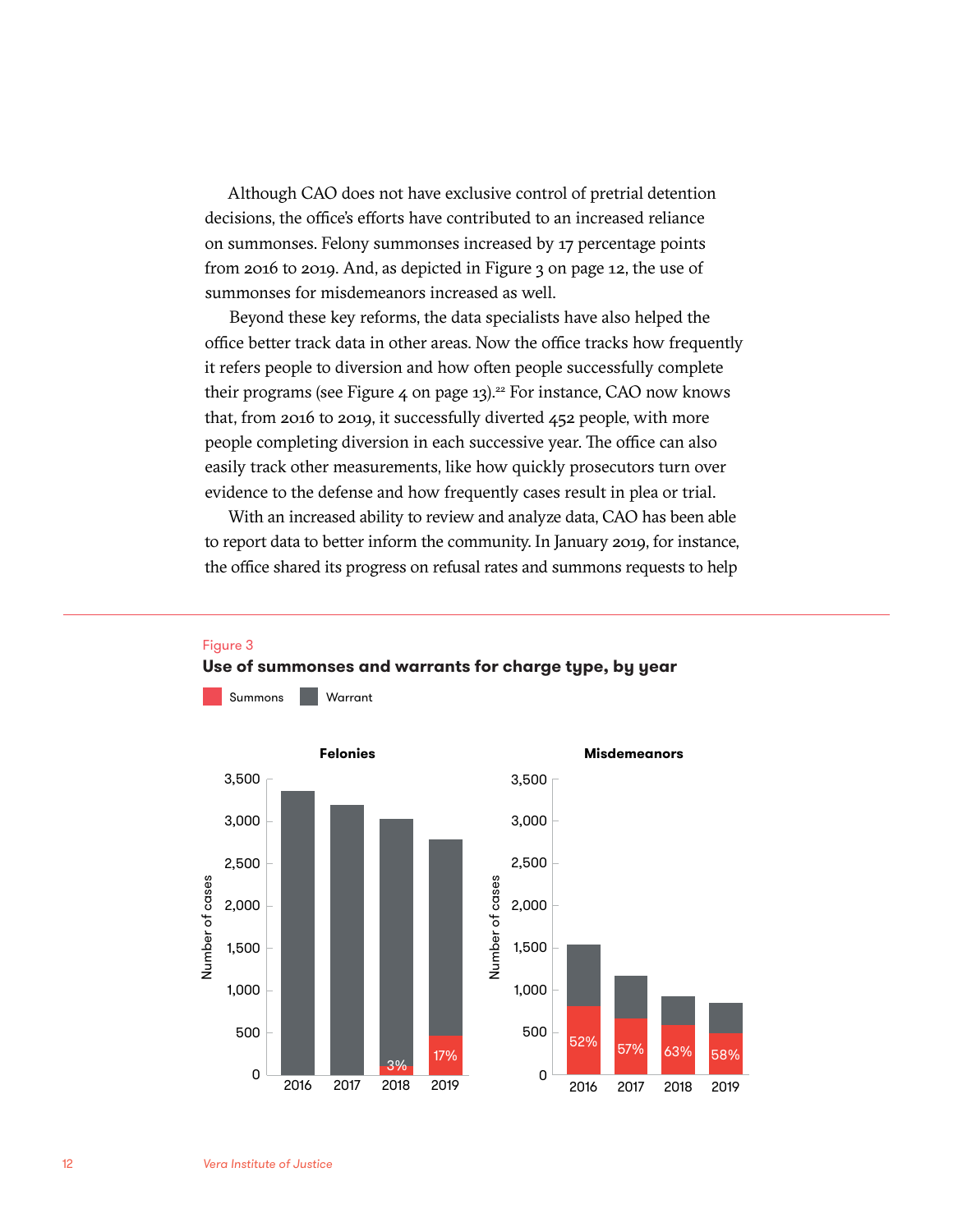Although CAO does not have exclusive control of pretrial detention decisions, the office's efforts have contributed to an increased reliance on summonses. Felony summonses increased by 17 percentage points from 2016 to 2019. And, as depicted in Figure 3 on page 12, the use of summonses for misdemeanors increased as well.

Beyond these key reforms, the data specialists have also helped the office better track data in other areas. Now the office tracks how frequently it refers people to diversion and how often people successfully complete their programs (see Figure 4 on page 13).[22] For instance, CAO now knows that, from 2016 to 2019, it successfully diverted 452 people, with more people completing diversion in each successive year. The office can also easily track other measurements, like how quickly prosecutors turn over evidence to the defense and how frequently cases result in plea or trial.

With an increased ability to review and analyze data, CAO has been able to report data to better inform the community. In January 2019, for instance, the office shared its progress on refusal rates and summons requests to help

Figure 3

**Use of summonses and warrants for charge type, by year**

Summons | Warrant

**Felonies**

| Year | Summons share |
|---|---|
| 2016 | |
| 2017 | |
| 2018 | 3% |
| 2019 | 17% |

**Misdemeanors**

| Year | Summons share |
|---|---|
| 2016 | 52% |
| 2017 | 57% |
| 2018 | 63% |
| 2019 | 58% |

Number of cases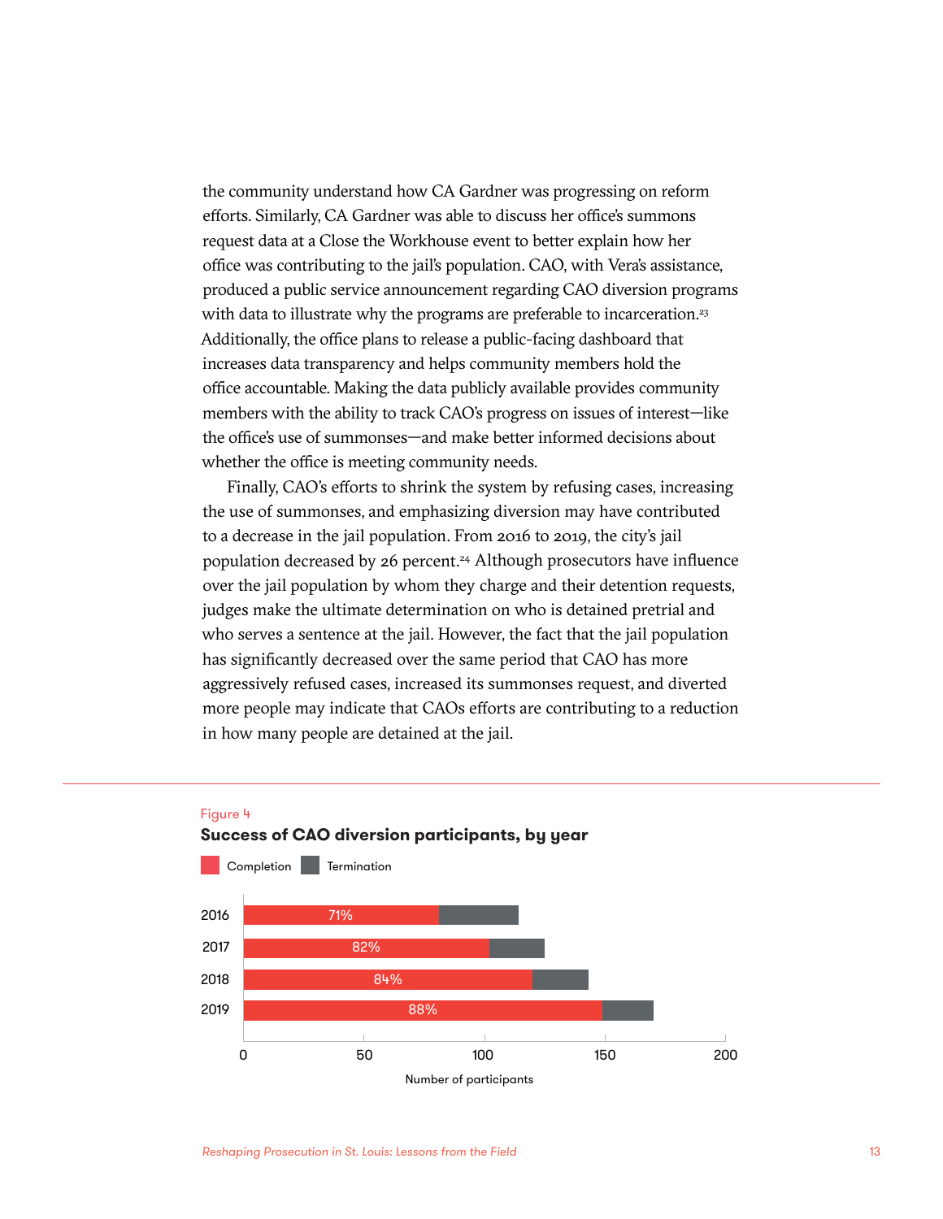the community understand how CA Gardner was progressing on reform efforts. Similarly, CA Gardner was able to discuss her office's summons request data at a Close the Workhouse event to better explain how her office was contributing to the jail's population. CAO, with Vera's assistance, produced a public service announcement regarding CAO diversion programs with data to illustrate why the programs are preferable to incarceration.[23] Additionally, the office plans to release a public-facing dashboard that increases data transparency and helps community members hold the office accountable. Making the data publicly available provides community members with the ability to track CAO's progress on issues of interest—like the office's use of summonses—and make better informed decisions about whether the office is meeting community needs.

Finally, CAO's efforts to shrink the system by refusing cases, increasing the use of summonses, and emphasizing diversion may have contributed to a decrease in the jail population. From 2016 to 2019, the city's jail population decreased by 26 percent.[24] Although prosecutors have influence over the jail population by whom they charge and their detention requests, judges make the ultimate determination on who is detained pretrial and who serves a sentence at the jail. However, the fact that the jail population has significantly decreased over the same period that CAO has more aggressively refused cases, increased its summonses request, and diverted more people may indicate that CAOs efforts are contributing to a reduction in how many people are detained at the jail.

Figure 4

**Success of CAO diversion participants, by year**

Legend: Completion, Termination

| Year | Completion rate |
|---|---|
| 2016 | 71% |
| 2017 | 82% |
| 2018 | 84% |
| 2019 | 88% |

Number of participants (axis: 0, 50, 100, 150, 200)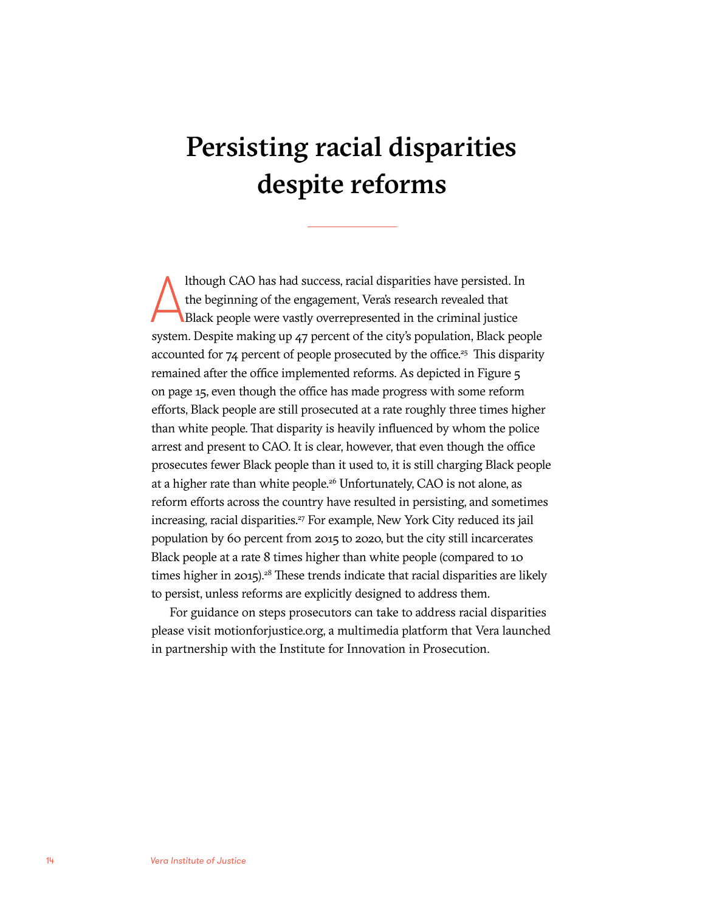# Persisting racial disparities despite reforms

Although CAO has had success, racial disparities have persisted. In the beginning of the engagement, Vera's research revealed that Black people were vastly overrepresented in the criminal justice system. Despite making up 47 percent of the city's population, Black people accounted for 74 percent of people prosecuted by the office.[25] This disparity remained after the office implemented reforms. As depicted in Figure 5 on page 15, even though the office has made progress with some reform efforts, Black people are still prosecuted at a rate roughly three times higher than white people. That disparity is heavily influenced by whom the police arrest and present to CAO. It is clear, however, that even though the office prosecutes fewer Black people than it used to, it is still charging Black people at a higher rate than white people.[26] Unfortunately, CAO is not alone, as reform efforts across the country have resulted in persisting, and sometimes increasing, racial disparities.[27] For example, New York City reduced its jail population by 60 percent from 2015 to 2020, but the city still incarcerates Black people at a rate 8 times higher than white people (compared to 10 times higher in 2015).[28] These trends indicate that racial disparities are likely to persist, unless reforms are explicitly designed to address them.

For guidance on steps prosecutors can take to address racial disparities please visit motionforjustice.org, a multimedia platform that Vera launched in partnership with the Institute for Innovation in Prosecution.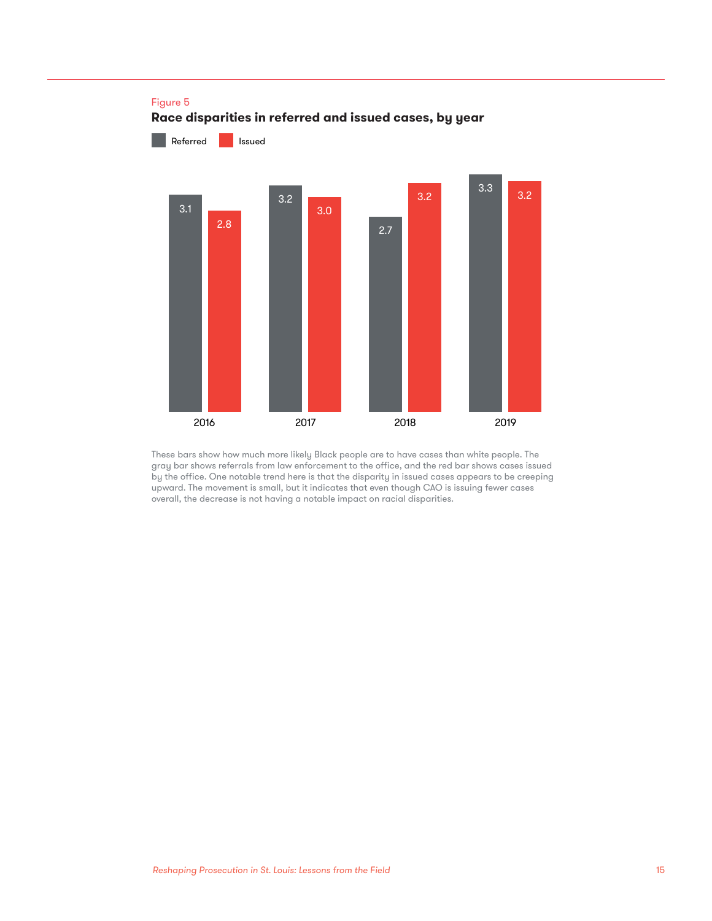Figure 5

**Race disparities in referred and issued cases, by year**

| Year | Referred | Issued |
|---|---|---|
| 2016 | 3.1 | 2.8 |
| 2017 | 3.2 | 3.0 |
| 2018 | 2.7 | 3.2 |
| 2019 | 3.3 | 3.2 |

These bars show how much more likely Black people are to have cases than white people. The gray bar shows referrals from law enforcement to the office, and the red bar shows cases issued by the office. One notable trend here is that the disparity in issued cases appears to be creeping upward. The movement is small, but it indicates that even though CAO is issuing fewer cases overall, the decrease is not having a notable impact on racial disparities.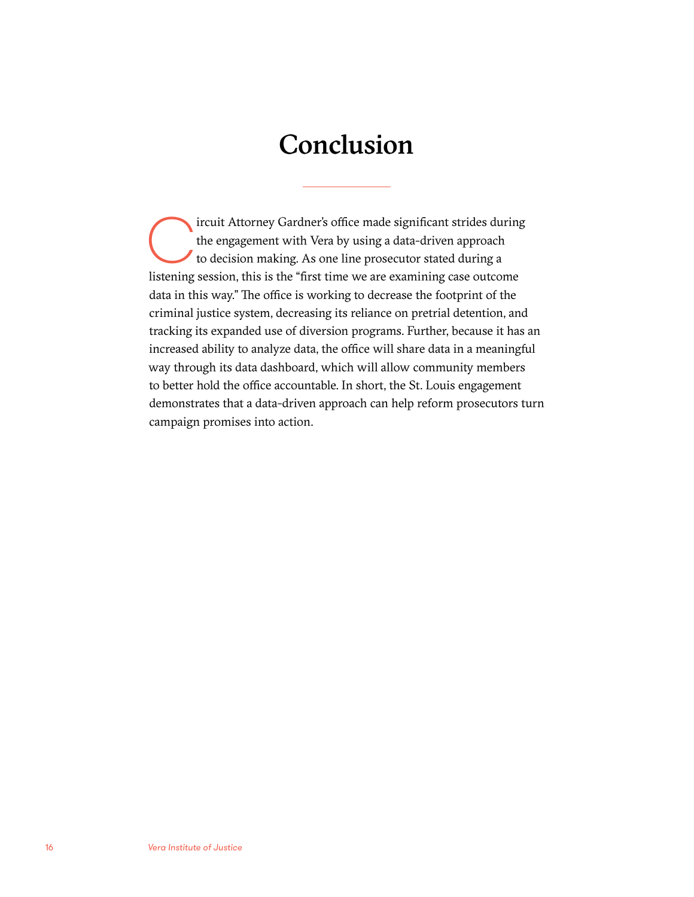# Conclusion

Circuit Attorney Gardner's office made significant strides during the engagement with Vera by using a data-driven approach to decision making. As one line prosecutor stated during a listening session, this is the "first time we are examining case outcome data in this way." The office is working to decrease the footprint of the criminal justice system, decreasing its reliance on pretrial detention, and tracking its expanded use of diversion programs. Further, because it has an increased ability to analyze data, the office will share data in a meaningful way through its data dashboard, which will allow community members to better hold the office accountable. In short, the St. Louis engagement demonstrates that a data-driven approach can help reform prosecutors turn campaign promises into action.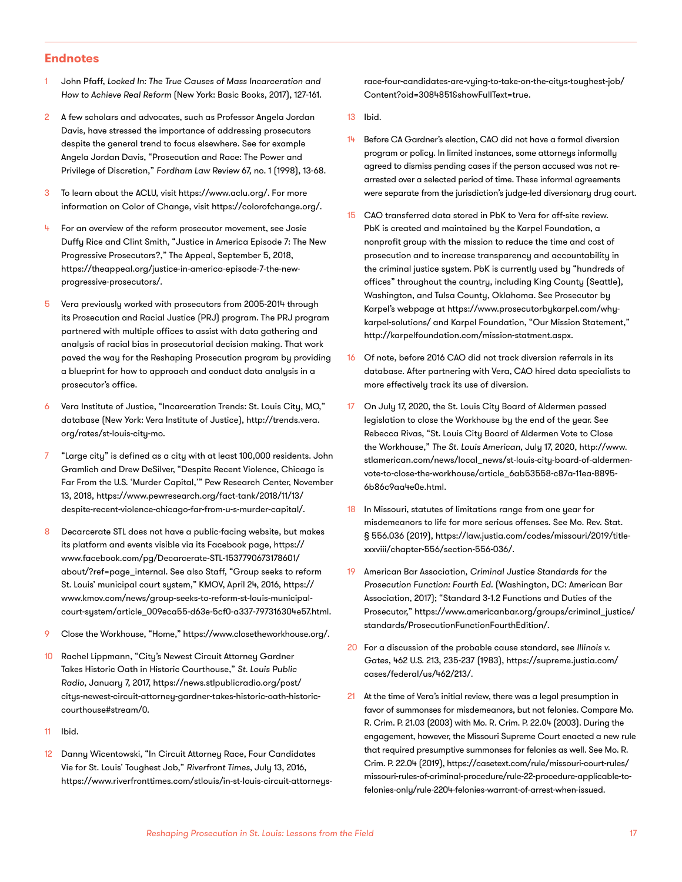## Endnotes

1. John Pfaff, *Locked In: The True Causes of Mass Incarceration and How to Achieve Real Reform* (New York: Basic Books, 2017), 127-161.

2. A few scholars and advocates, such as Professor Angela Jordan Davis, have stressed the importance of addressing prosecutors despite the general trend to focus elsewhere. See for example Angela Jordan Davis, "Prosecution and Race: The Power and Privilege of Discretion," *Fordham Law Review* 67, no. 1 (1998), 13-68.

3. To learn about the ACLU, visit https://www.aclu.org/. For more information on Color of Change, visit https://colorofchange.org/.

4. For an overview of the reform prosecutor movement, see Josie Duffy Rice and Clint Smith, "Justice in America Episode 7: The New Progressive Prosecutors?," The Appeal, September 5, 2018, https://theappeal.org/justice-in-america-episode-7-the-new-progressive-prosecutors/.

5. Vera previously worked with prosecutors from 2005-2014 through its Prosecution and Racial Justice (PRJ) program. The PRJ program partnered with multiple offices to assist with data gathering and analysis of racial bias in prosecutorial decision making. That work paved the way for the Reshaping Prosecution program by providing a blueprint for how to approach and conduct data analysis in a prosecutor's office.

6. Vera Institute of Justice, "Incarceration Trends: St. Louis City, MO," database (New York: Vera Institute of Justice), http://trends.vera.org/rates/st-louis-city-mo.

7. "Large city" is defined as a city with at least 100,000 residents. John Gramlich and Drew DeSilver, "Despite Recent Violence, Chicago is Far From the U.S. 'Murder Capital,'" Pew Research Center, November 13, 2018, https://www.pewresearch.org/fact-tank/2018/11/13/despite-recent-violence-chicago-far-from-u-s-murder-capital/.

8. Decarcerate STL does not have a public-facing website, but makes its platform and events visible via its Facebook page, https://www.facebook.com/pg/Decarcerate-STL-1537790673178601/about/?ref=page_internal. See also Staff, "Group seeks to reform St. Louis' municipal court system," KMOV, April 24, 2016, https://www.kmov.com/news/group-seeks-to-reform-st-louis-municipal-court-system/article_009eca55-d63e-5cf0-a337-797316304e57.html.

9. Close the Workhouse, "Home," https://www.closetheworkhouse.org/.

10. Rachel Lippmann, "City's Newest Circuit Attorney Gardner Takes Historic Oath in Historic Courthouse," *St. Louis Public Radio*, January 7, 2017, https://news.stlpublicradio.org/post/citys-newest-circuit-attorney-gardner-takes-historic-oath-historic-courthouse#stream/0.

11. Ibid.

12. Danny Wicentowski, "In Circuit Attorney Race, Four Candidates Vie for St. Louis' Toughest Job," *Riverfront Times*, July 13, 2016, https://www.riverfronttimes.com/stlouis/in-st-louis-circuit-attorneys-race-four-candidates-are-vying-to-take-on-the-citys-toughest-job/Content?oid=3084851&showFullText=true.

13. Ibid.

14. Before CA Gardner's election, CAO did not have a formal diversion program or policy. In limited instances, some attorneys informally agreed to dismiss pending cases if the person accused was not re-arrested over a selected period of time. These informal agreements were separate from the jurisdiction's judge-led diversionary drug court.

15. CAO transferred data stored in PbK to Vera for off-site review. PbK is created and maintained by the Karpel Foundation, a nonprofit group with the mission to reduce the time and cost of prosecution and to increase transparency and accountability in the criminal justice system. PbK is currently used by "hundreds of offices" throughout the country, including King County (Seattle), Washington, and Tulsa County, Oklahoma. See Prosecutor by Karpel's webpage at https://www.prosecutorbykarpel.com/why-karpel-solutions/ and Karpel Foundation, "Our Mission Statement," http://karpelfoundation.com/mission-statment.aspx.

16. Of note, before 2016 CAO did not track diversion referrals in its database. After partnering with Vera, CAO hired data specialists to more effectively track its use of diversion.

17. On July 17, 2020, the St. Louis City Board of Aldermen passed legislation to close the Workhouse by the end of the year. See Rebecca Rivas, "St. Louis City Board of Aldermen Vote to Close the Workhouse," *The St. Louis American*, July 17, 2020, http://www.stlamerican.com/news/local_news/st-louis-city-board-of-aldermen-vote-to-close-the-workhouse/article_6ab53558-c87a-11ea-8895-6b86c9aa4e0e.html.

18. In Missouri, statutes of limitations range from one year for misdemeanors to life for more serious offenses. See Mo. Rev. Stat. § 556.036 (2019), https://law.justia.com/codes/missouri/2019/title-xxxviii/chapter-556/section-556-036/.

19. American Bar Association, *Criminal Justice Standards for the Prosecution Function: Fourth Ed.* (Washington, DC: American Bar Association, 2017); "Standard 3-1.2 Functions and Duties of the Prosecutor," https://www.americanbar.org/groups/criminal_justice/standards/ProsecutionFunctionFourthEdition/.

20. For a discussion of the probable cause standard, see *Illinois v. Gates*, 462 U.S. 213, 235-237 (1983), https://supreme.justia.com/cases/federal/us/462/213/.

21. At the time of Vera's initial review, there was a legal presumption in favor of summons for misdemeanors, but not felonies. Compare Mo. R. Crim. P. 21.03 (2003) with Mo. R. Crim. P. 22.04 (2003). During the engagement, however, the Missouri Supreme Court enacted a new rule that required presumptive summonses for felonies as well. See Mo. R. Crim. P. 22.04 (2019), https://casetext.com/rule/missouri-court-rules/missouri-rules-of-criminal-procedure/rule-22-procedure-applicable-to-felonies-only/rule-2204-felonies-warrant-of-arrest-when-issued.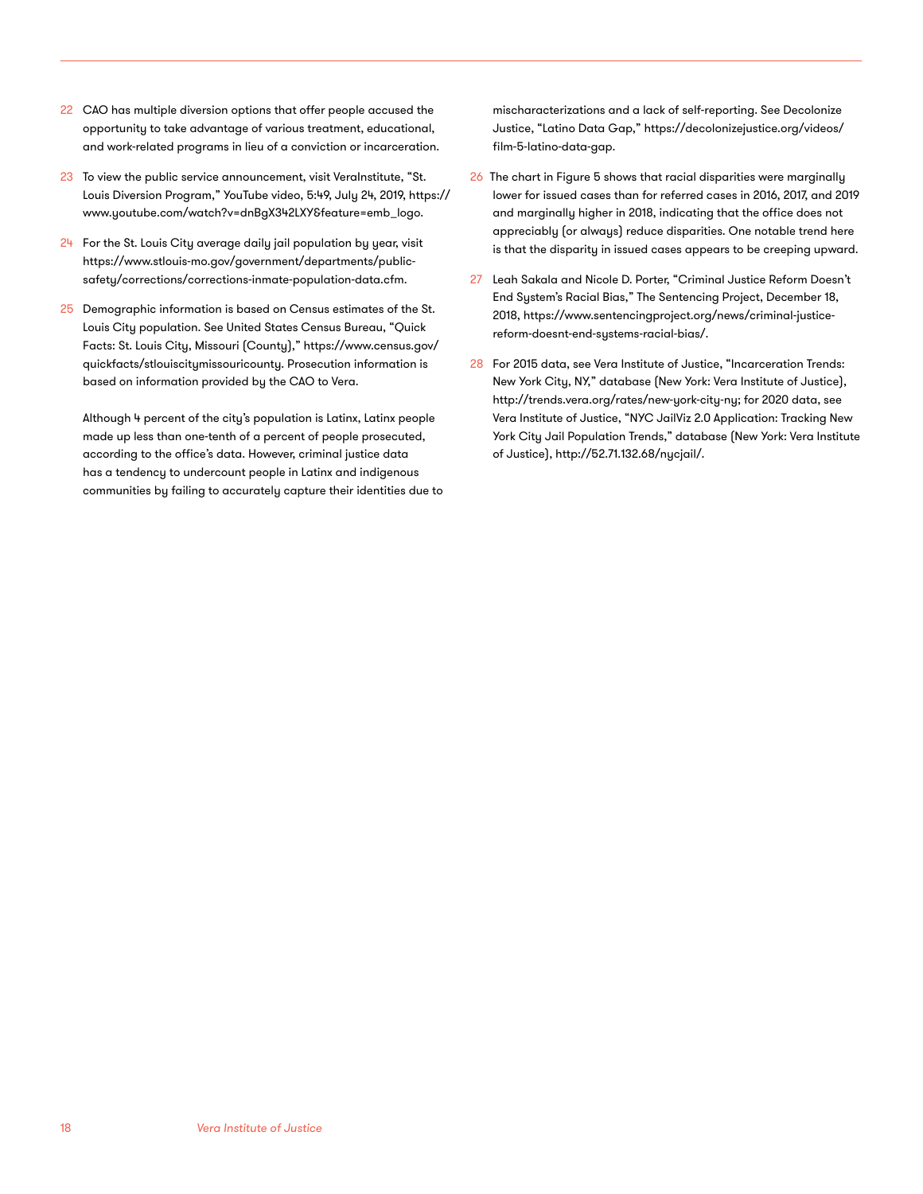22 CAO has multiple diversion options that offer people accused the opportunity to take advantage of various treatment, educational, and work-related programs in lieu of a conviction or incarceration.

23 To view the public service announcement, visit VeraInstitute, "St. Louis Diversion Program," YouTube video, 5:49, July 24, 2019, https://www.youtube.com/watch?v=dnBgX342LXY&feature=emb_logo.

24 For the St. Louis City average daily jail population by year, visit https://www.stlouis-mo.gov/government/departments/public-safety/corrections/corrections-inmate-population-data.cfm.

25 Demographic information is based on Census estimates of the St. Louis City population. See United States Census Bureau, "Quick Facts: St. Louis City, Missouri (County)," https://www.census.gov/quickfacts/stlouiscitymissouricounty. Prosecution information is based on information provided by the CAO to Vera.

Although 4 percent of the city's population is Latinx, Latinx people made up less than one-tenth of a percent of people prosecuted, according to the office's data. However, criminal justice data has a tendency to undercount people in Latinx and indigenous communities by failing to accurately capture their identities due to mischaracterizations and a lack of self-reporting. See Decolonize Justice, "Latino Data Gap," https://decolonizejustice.org/videos/film-5-latino-data-gap.

26 The chart in Figure 5 shows that racial disparities were marginally lower for issued cases than for referred cases in 2016, 2017, and 2019 and marginally higher in 2018, indicating that the office does not appreciably (or always) reduce disparities. One notable trend here is that the disparity in issued cases appears to be creeping upward.

27 Leah Sakala and Nicole D. Porter, "Criminal Justice Reform Doesn't End System's Racial Bias," The Sentencing Project, December 18, 2018, https://www.sentencingproject.org/news/criminal-justice-reform-doesnt-end-systems-racial-bias/.

28 For 2015 data, see Vera Institute of Justice, "Incarceration Trends: New York City, NY," database (New York: Vera Institute of Justice), http://trends.vera.org/rates/new-york-city-ny; for 2020 data, see Vera Institute of Justice, "NYC JailViz 2.0 Application: Tracking New York City Jail Population Trends," database (New York: Vera Institute of Justice), http://52.71.132.68/nycjail/.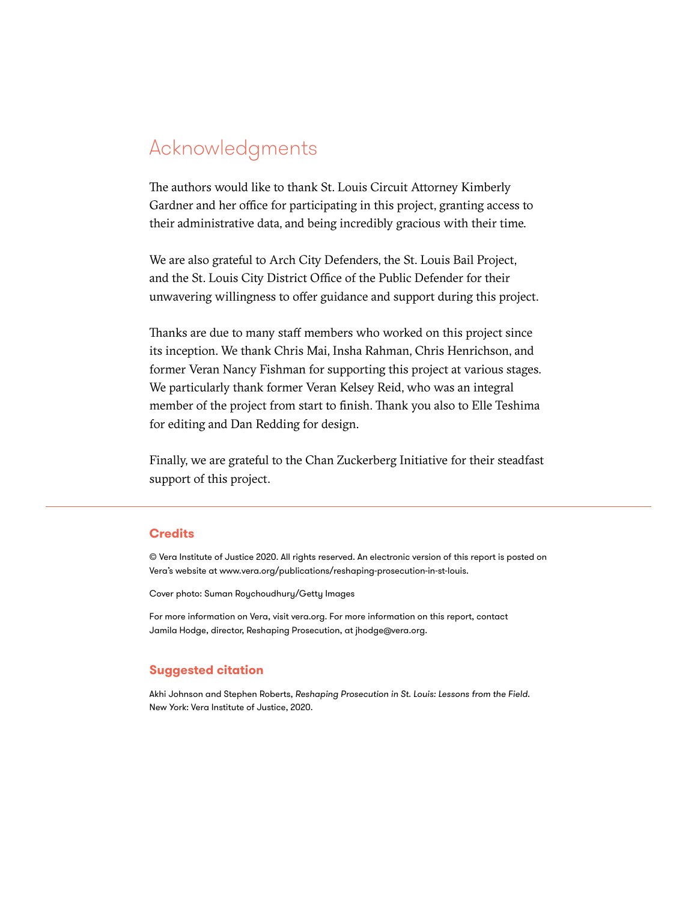# Acknowledgments

The authors would like to thank St. Louis Circuit Attorney Kimberly Gardner and her office for participating in this project, granting access to their administrative data, and being incredibly gracious with their time.

We are also grateful to Arch City Defenders, the St. Louis Bail Project, and the St. Louis City District Office of the Public Defender for their unwavering willingness to offer guidance and support during this project.

Thanks are due to many staff members who worked on this project since its inception. We thank Chris Mai, Insha Rahman, Chris Henrichson, and former Veran Nancy Fishman for supporting this project at various stages. We particularly thank former Veran Kelsey Reid, who was an integral member of the project from start to finish. Thank you also to Elle Teshima for editing and Dan Redding for design.

Finally, we are grateful to the Chan Zuckerberg Initiative for their steadfast support of this project.

---

## Credits

© Vera Institute of Justice 2020. All rights reserved. An electronic version of this report is posted on Vera's website at www.vera.org/publications/reshaping-prosecution-in-st-louis.

Cover photo: Suman Roychoudhury/Getty Images

For more information on Vera, visit vera.org. For more information on this report, contact Jamila Hodge, director, Reshaping Prosecution, at jhodge@vera.org.

## Suggested citation

Akhi Johnson and Stephen Roberts, *Reshaping Prosecution in St. Louis: Lessons from the Field.* New York: Vera Institute of Justice, 2020.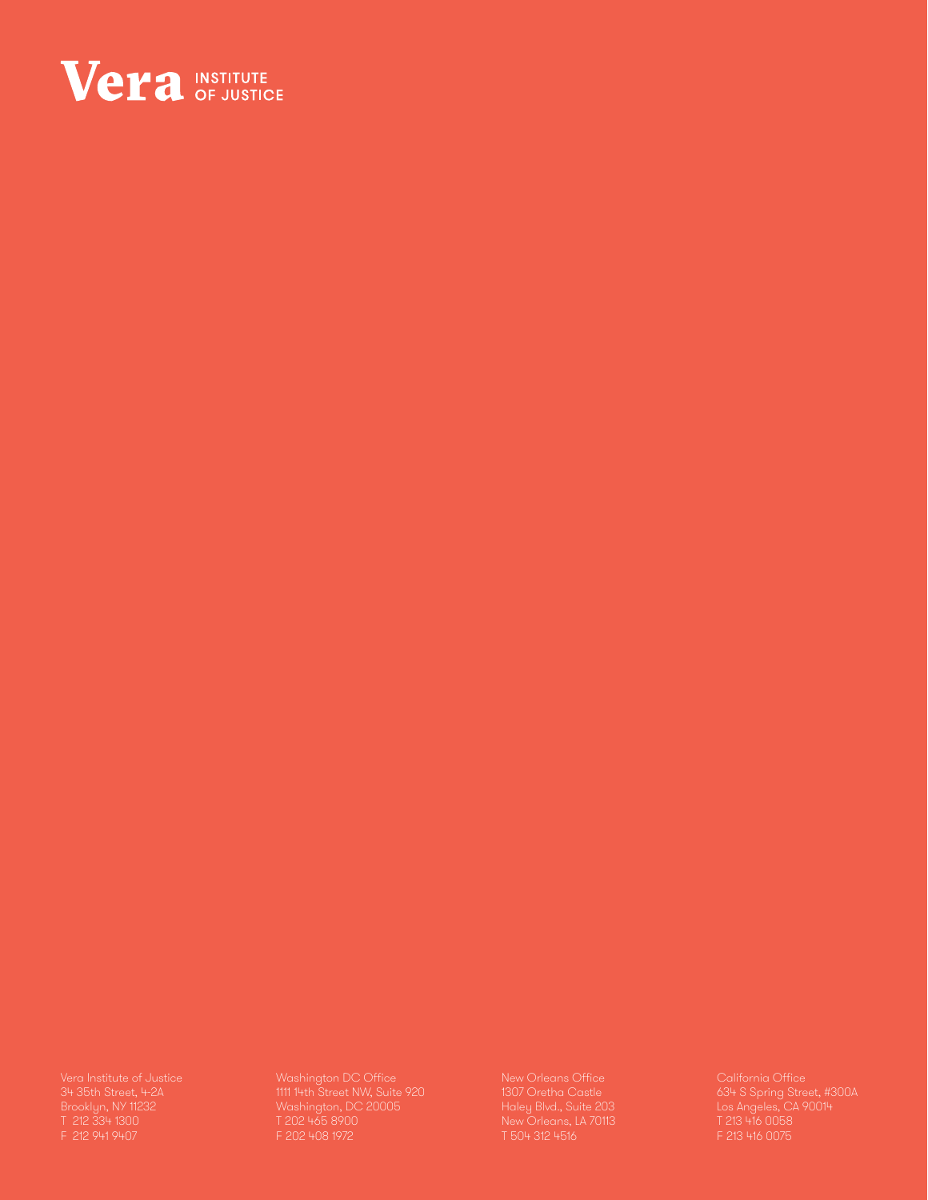**Vera** INSTITUTE OF JUSTICE

Vera Institute of Justice
34 35th Street, 4-2A
Brooklyn, NY 11232
T 212 334 1300
F 212 941 9407

Washington DC Office
1111 14th Street NW, Suite 920
Washington, DC 20005
T 202 465 8900
F 202 408 1972

New Orleans Office
1307 Oretha Castle
Haley Blvd., Suite 203
New Orleans, LA 70113
T 504 312 4516

California Office
634 S Spring Street, #300A
Los Angeles, CA 90014
T 213 416 0058
F 213 416 0075